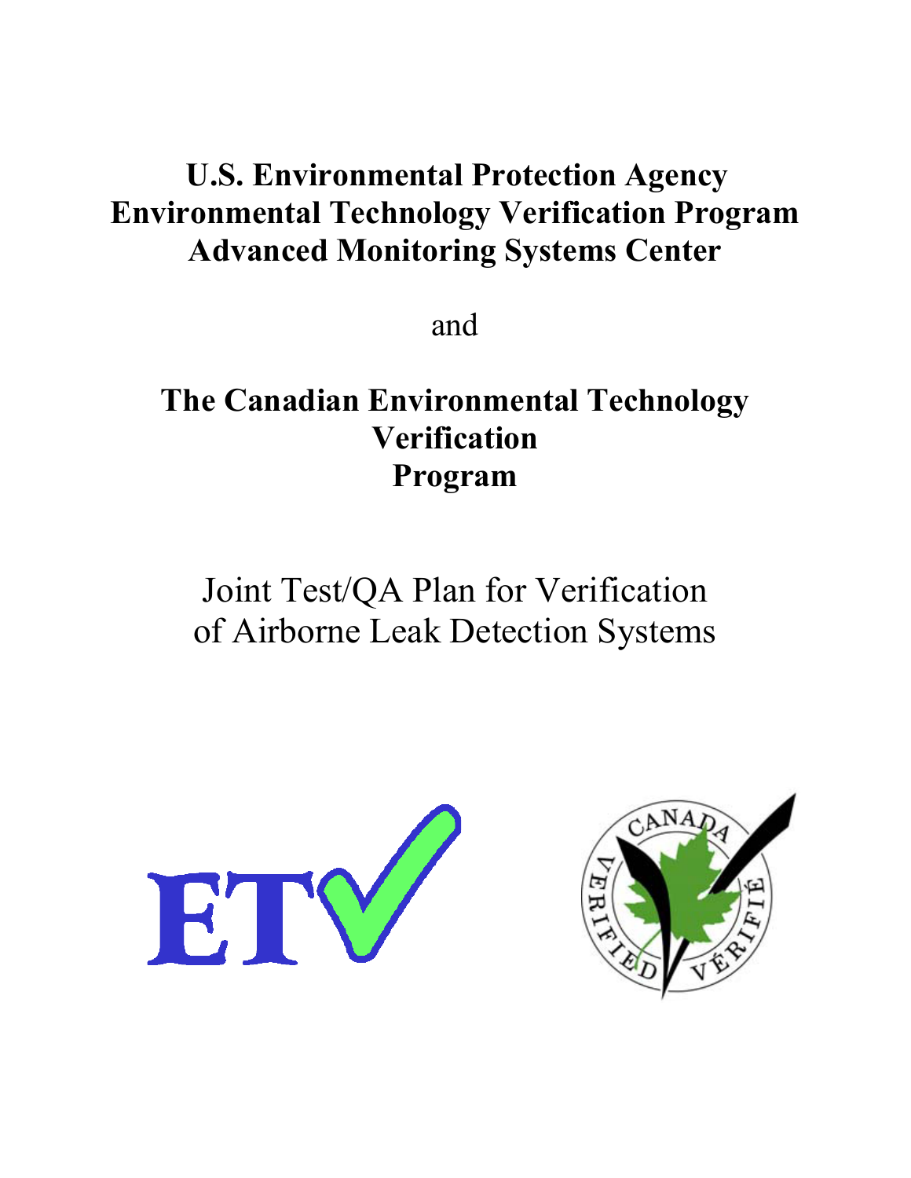# U.S. Environmental Protection Agency
# Environmental Technology Verification Program
# Advanced Monitoring Systems Center

and

# The Canadian Environmental Technology Verification Program

Joint Test/QA Plan for Verification of Airborne Leak Detection Systems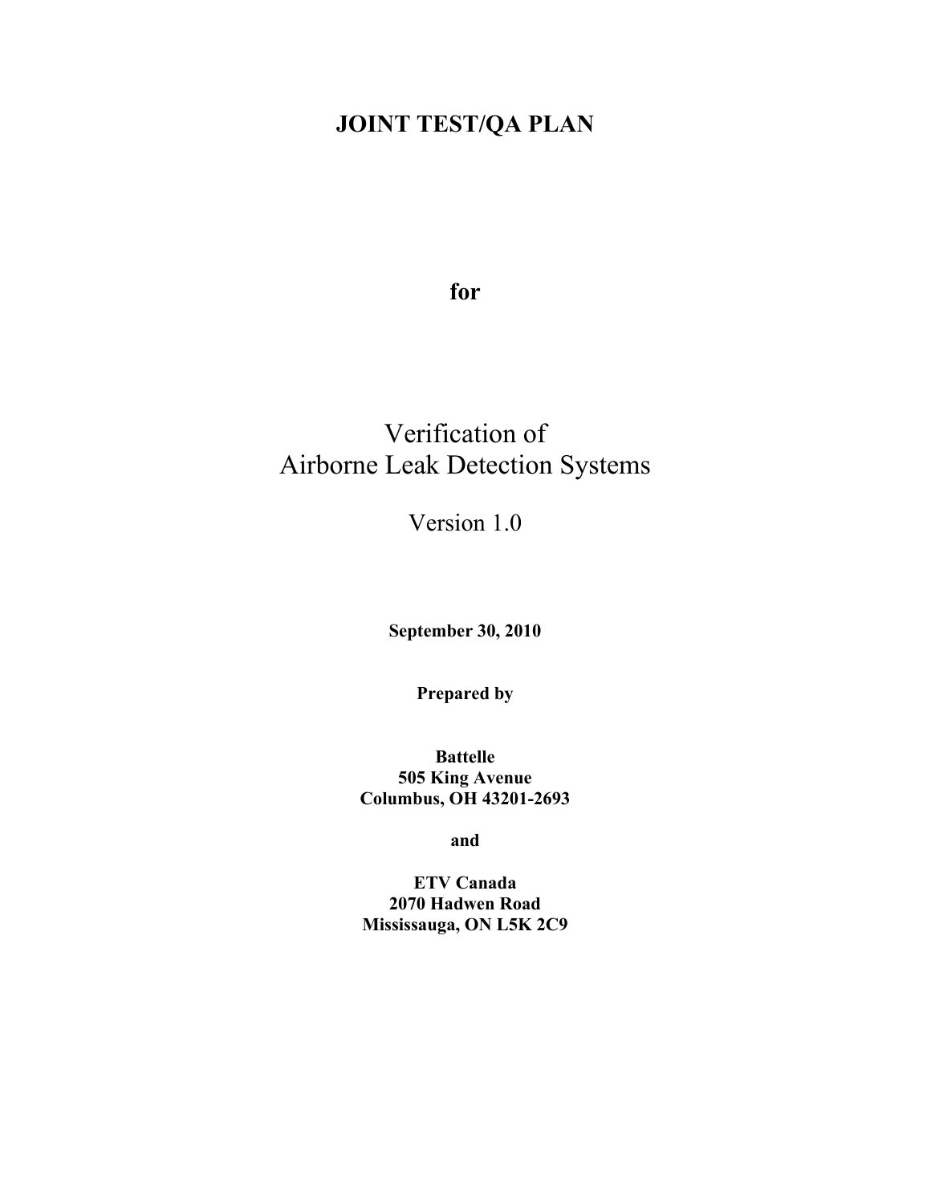# JOINT TEST/QA PLAN

**for**

# Verification of Airborne Leak Detection Systems

Version 1.0

**September 30, 2010**

**Prepared by**

**Battelle**
**505 King Avenue**
**Columbus, OH 43201-2693**

**and**

**ETV Canada**
**2070 Hadwen Road**
**Mississauga, ON L5K 2C9**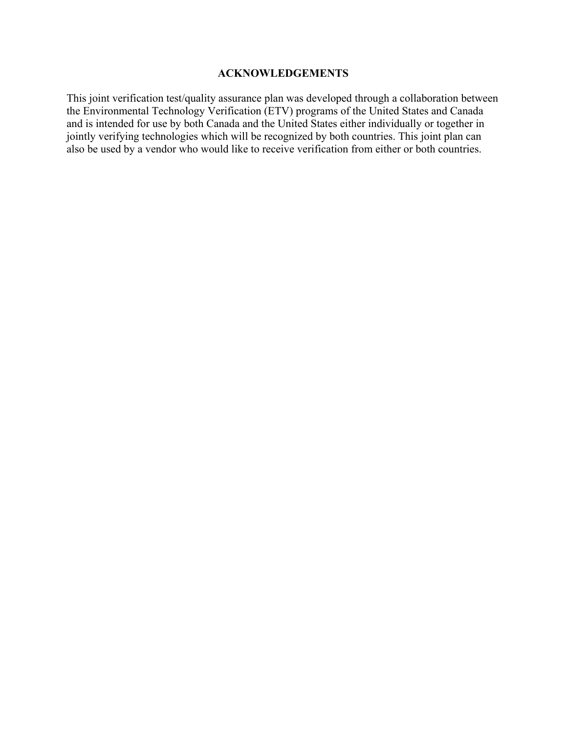## ACKNOWLEDGEMENTS

This joint verification test/quality assurance plan was developed through a collaboration between the Environmental Technology Verification (ETV) programs of the United States and Canada and is intended for use by both Canada and the United States either individually or together in jointly verifying technologies which will be recognized by both countries. This joint plan can also be used by a vendor who would like to receive verification from either or both countries.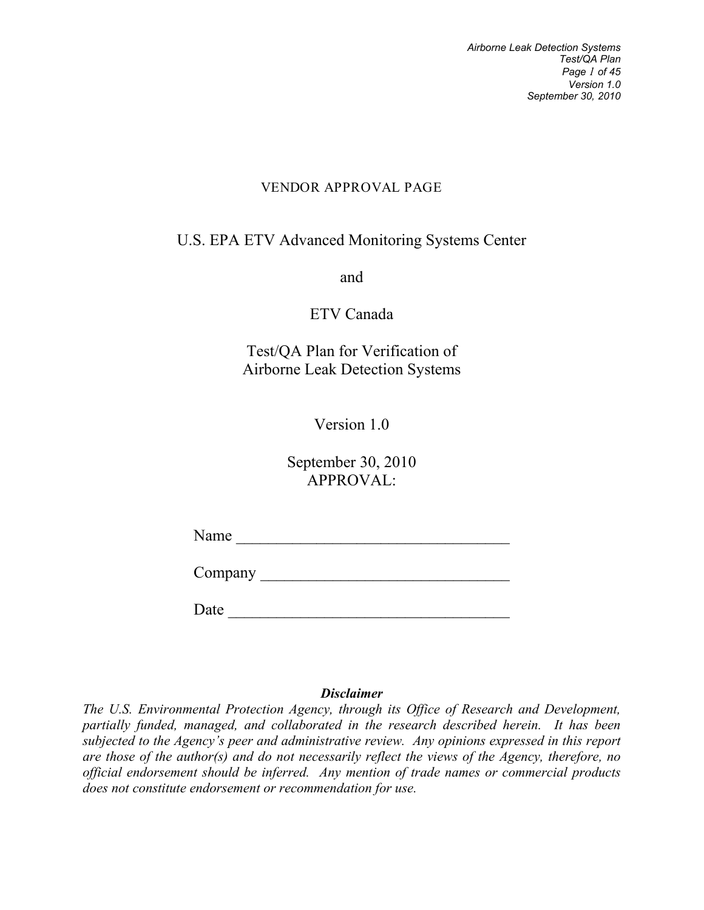VENDOR APPROVAL PAGE

# U.S. EPA ETV Advanced Monitoring Systems Center

and

# ETV Canada

## Test/QA Plan for Verification of Airborne Leak Detection Systems

Version 1.0

September 30, 2010
APPROVAL:

Name ___________________________________

Company ________________________________

Date ____________________________________

***Disclaimer***

*The U.S. Environmental Protection Agency, through its Office of Research and Development, partially funded, managed, and collaborated in the research described herein. It has been subjected to the Agency's peer and administrative review. Any opinions expressed in this report are those of the author(s) and do not necessarily reflect the views of the Agency, therefore, no official endorsement should be inferred. Any mention of trade names or commercial products does not constitute endorsement or recommendation for use.*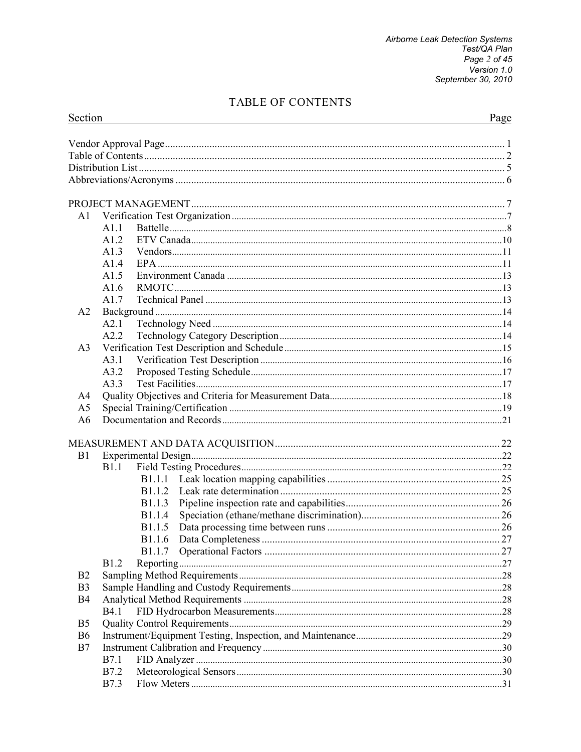# TABLE OF CONTENTS

| Section | | | Page |
|---|---|---|---|
| Vendor Approval Page | | | 1 |
| Table of Contents | | | 2 |
| Distribution List | | | 5 |
| Abbreviations/Acronyms | | | 6 |
| PROJECT MANAGEMENT | | | 7 |
| A1 | Verification Test Organization | | 7 |
| | A1.1 | Battelle | 8 |
| | A1.2 | ETV Canada | 10 |
| | A1.3 | Vendors | 11 |
| | A1.4 | EPA | 11 |
| | A1.5 | Environment Canada | 13 |
| | A1.6 | RMOTC | 13 |
| | A1.7 | Technical Panel | 13 |
| A2 | Background | | 14 |
| | A2.1 | Technology Need | 14 |
| | A2.2 | Technology Category Description | 14 |
| A3 | Verification Test Description and Schedule | | 15 |
| | A3.1 | Verification Test Description | 16 |
| | A3.2 | Proposed Testing Schedule | 17 |
| | A3.3 | Test Facilities | 17 |
| A4 | Quality Objectives and Criteria for Measurement Data | | 18 |
| A5 | Special Training/Certification | | 19 |
| A6 | Documentation and Records | | 21 |
| MEASUREMENT AND DATA ACQUISITION | | | 22 |
| B1 | Experimental Design | | 22 |
| | B1.1 | Field Testing Procedures | 22 |
| | | B1.1.1 Leak location mapping capabilities | 25 |
| | | B1.1.2 Leak rate determination | 25 |
| | | B1.1.3 Pipeline inspection rate and capabilities | 26 |
| | | B1.1.4 Speciation (ethane/methane discrimination) | 26 |
| | | B1.1.5 Data processing time between runs | 26 |
| | | B1.1.6 Data Completeness | 27 |
| | | B1.1.7 Operational Factors | 27 |
| | B1.2 | Reporting | 27 |
| B2 | Sampling Method Requirements | | 28 |
| B3 | Sample Handling and Custody Requirements | | 28 |
| B4 | Analytical Method Requirements | | 28 |
| | B4.1 | FID Hydrocarbon Measurements | 28 |
| B5 | Quality Control Requirements | | 29 |
| B6 | Instrument/Equipment Testing, Inspection, and Maintenance | | 29 |
| B7 | Instrument Calibration and Frequency | | 30 |
| | B7.1 | FID Analyzer | 30 |
| | B7.2 | Meteorological Sensors | 30 |
| | B7.3 | Flow Meters | 31 |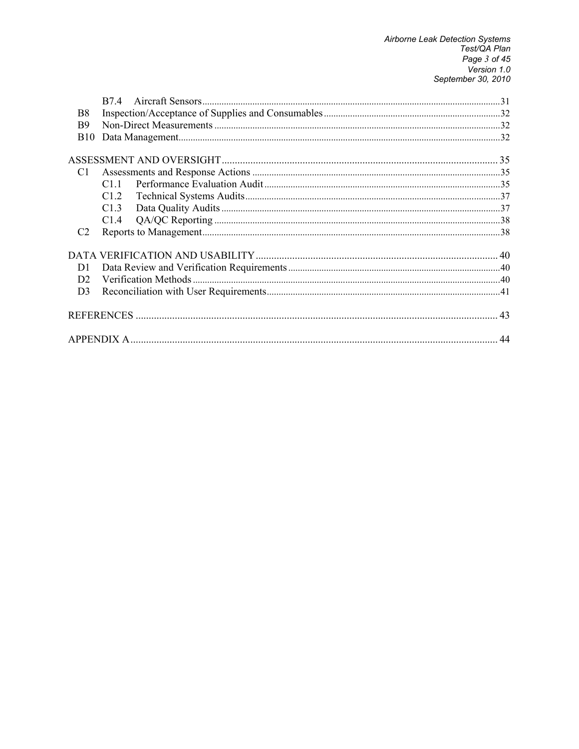B7.4 Aircraft Sensors ........ 31

B8 Inspection/Acceptance of Supplies and Consumables ........ 32

B9 Non-Direct Measurements ........ 32

B10 Data Management ........ 32

ASSESSMENT AND OVERSIGHT ........ 35

C1 Assessments and Response Actions ........ 35

C1.1 Performance Evaluation Audit ........ 35

C1.2 Technical Systems Audits ........ 37

C1.3 Data Quality Audits ........ 37

C1.4 QA/QC Reporting ........ 38

C2 Reports to Management ........ 38

DATA VERIFICATION AND USABILITY ........ 40

D1 Data Review and Verification Requirements ........ 40

D2 Verification Methods ........ 40

D3 Reconciliation with User Requirements ........ 41

REFERENCES ........ 43

APPENDIX A ........ 44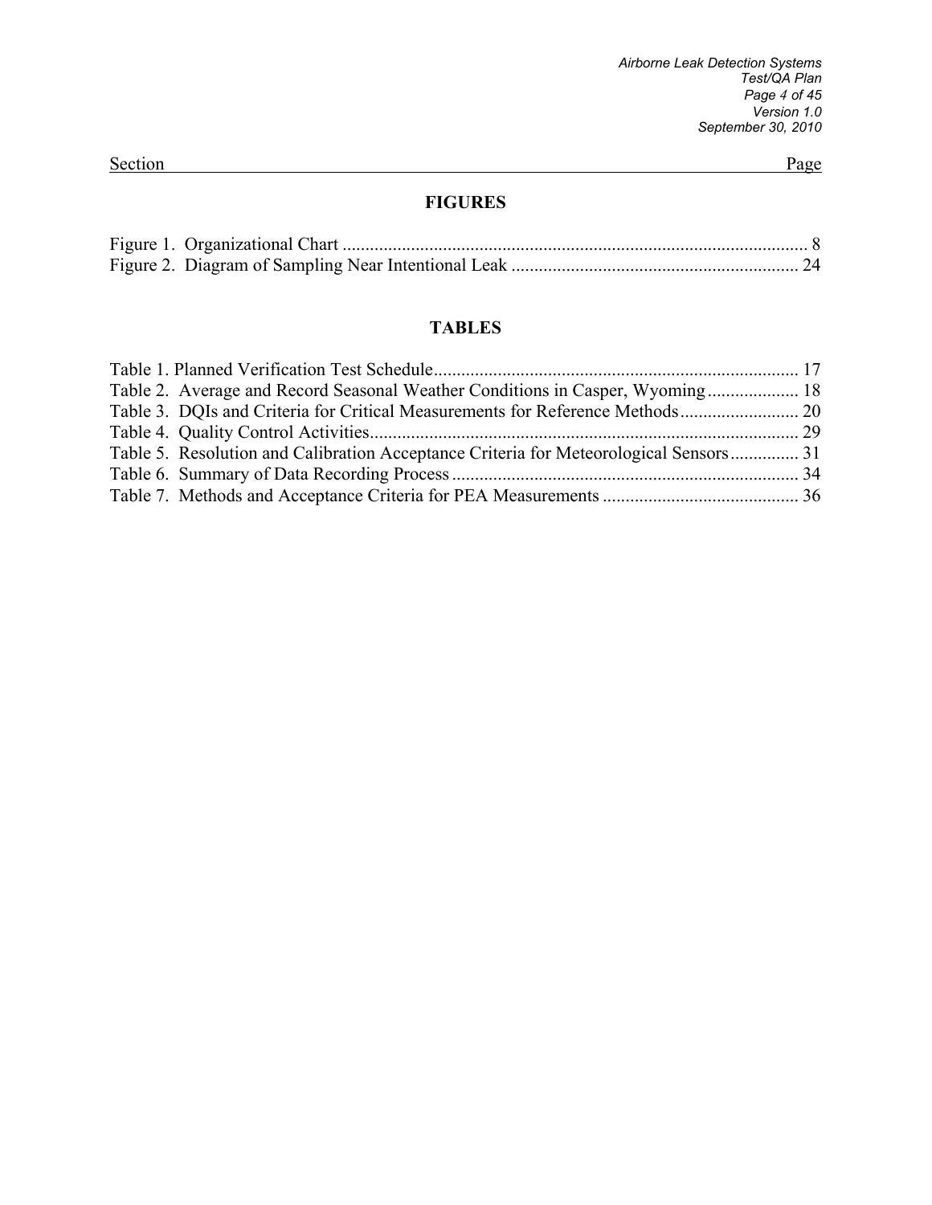Section Page

## FIGURES

Figure 1. Organizational Chart ..................................................................................................... 8
Figure 2. Diagram of Sampling Near Intentional Leak .............................................................. 24

## TABLES

Table 1. Planned Verification Test Schedule............................................................................... 17
Table 2. Average and Record Seasonal Weather Conditions in Casper, Wyoming .................... 18
Table 3. DQIs and Criteria for Critical Measurements for Reference Methods.......................... 20
Table 4. Quality Control Activities.............................................................................................. 29
Table 5. Resolution and Calibration Acceptance Criteria for Meteorological Sensors............... 31
Table 6. Summary of Data Recording Process ............................................................................ 34
Table 7. Methods and Acceptance Criteria for PEA Measurements ........................................... 36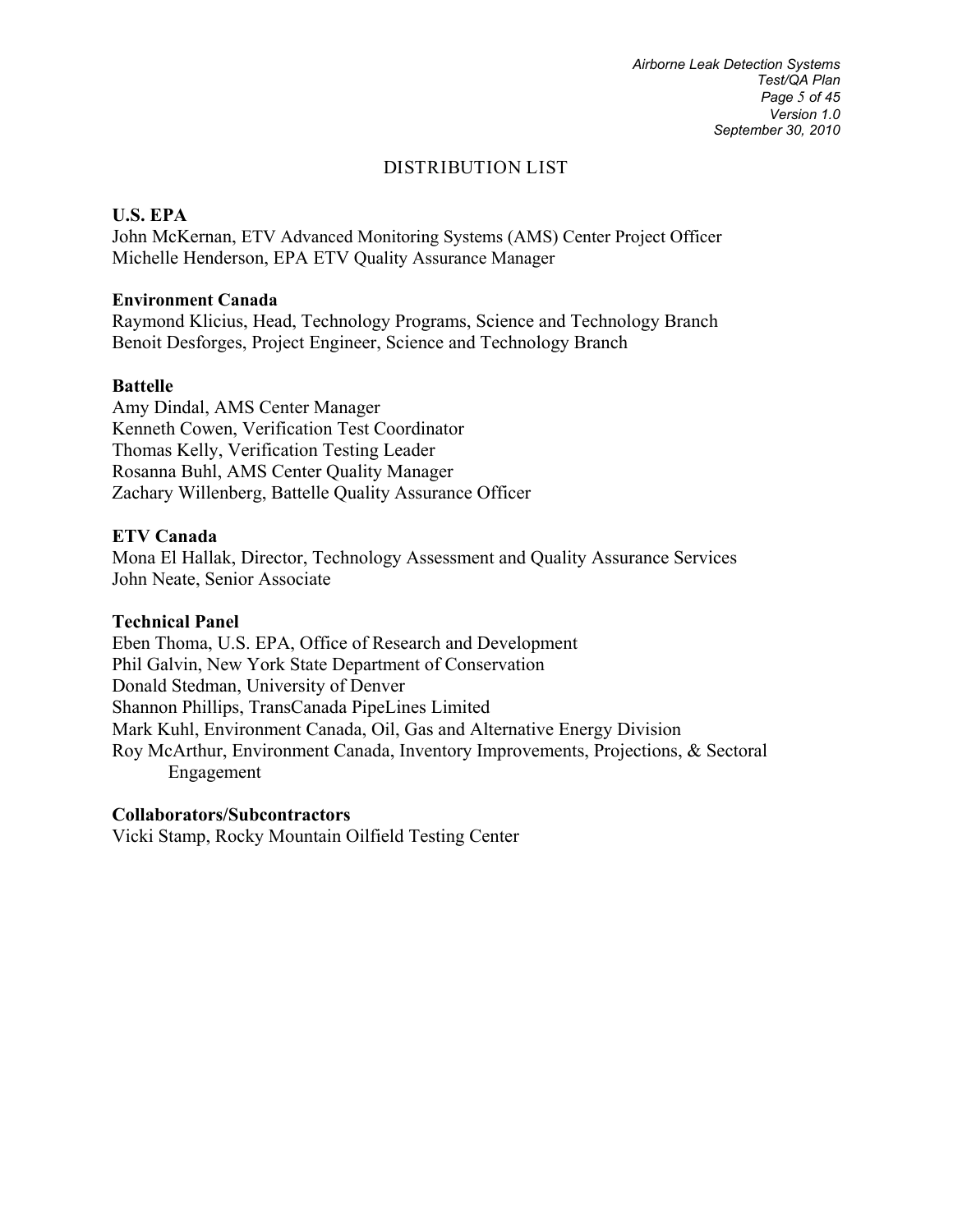# DISTRIBUTION LIST

**U.S. EPA**
John McKernan, ETV Advanced Monitoring Systems (AMS) Center Project Officer
Michelle Henderson, EPA ETV Quality Assurance Manager

**Environment Canada**
Raymond Klicius, Head, Technology Programs, Science and Technology Branch
Benoit Desforges, Project Engineer, Science and Technology Branch

**Battelle**
Amy Dindal, AMS Center Manager
Kenneth Cowen, Verification Test Coordinator
Thomas Kelly, Verification Testing Leader
Rosanna Buhl, AMS Center Quality Manager
Zachary Willenberg, Battelle Quality Assurance Officer

**ETV Canada**
Mona El Hallak, Director, Technology Assessment and Quality Assurance Services
John Neate, Senior Associate

**Technical Panel**
Eben Thoma, U.S. EPA, Office of Research and Development
Phil Galvin, New York State Department of Conservation
Donald Stedman, University of Denver
Shannon Phillips, TransCanada PipeLines Limited
Mark Kuhl, Environment Canada, Oil, Gas and Alternative Energy Division
Roy McArthur, Environment Canada, Inventory Improvements, Projections, & Sectoral Engagement

**Collaborators/Subcontractors**
Vicki Stamp, Rocky Mountain Oilfield Testing Center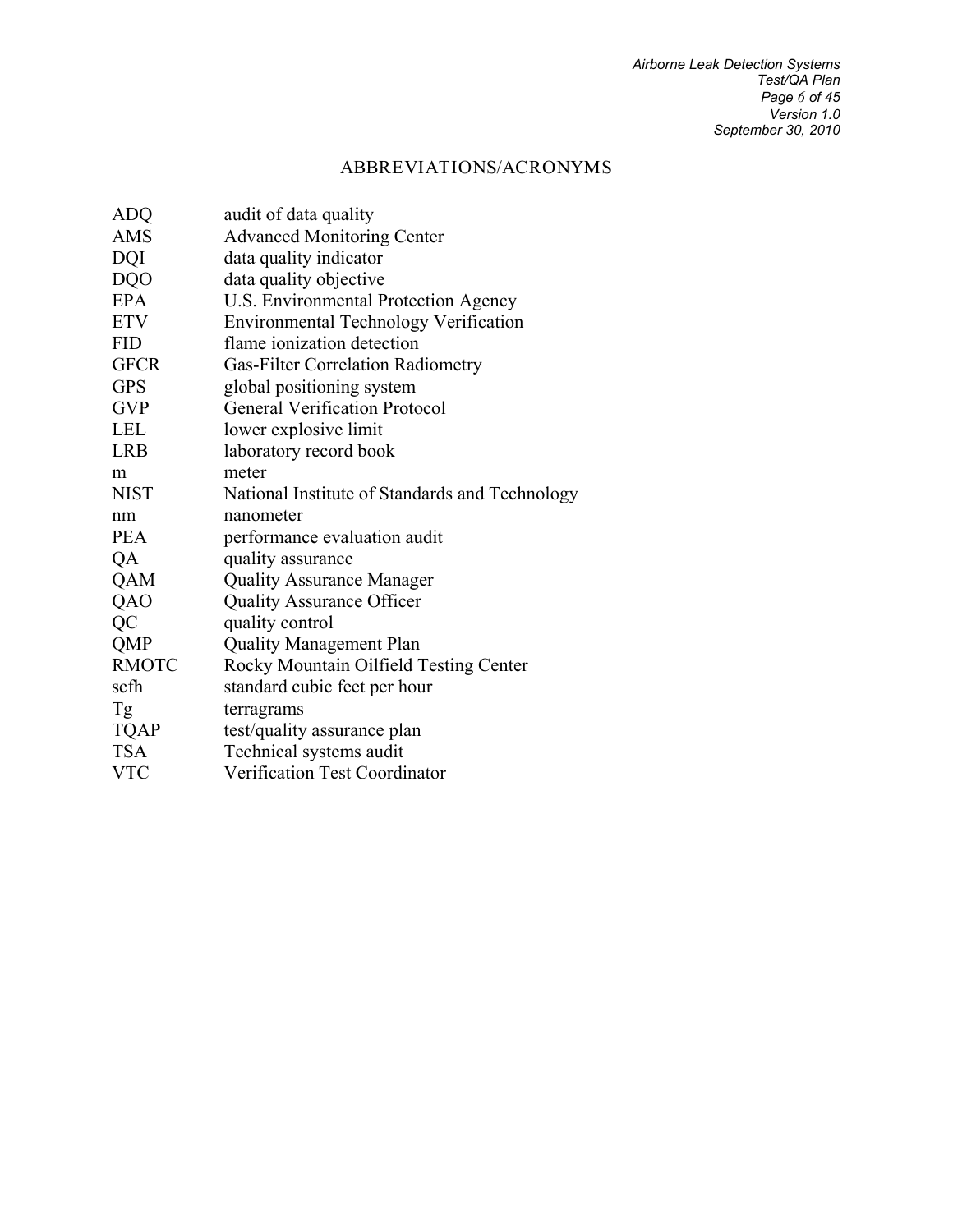# ABBREVIATIONS/ACRONYMS

| | |
|---|---|
| ADQ | audit of data quality |
| AMS | Advanced Monitoring Center |
| DQI | data quality indicator |
| DQO | data quality objective |
| EPA | U.S. Environmental Protection Agency |
| ETV | Environmental Technology Verification |
| FID | flame ionization detection |
| GFCR | Gas-Filter Correlation Radiometry |
| GPS | global positioning system |
| GVP | General Verification Protocol |
| LEL | lower explosive limit |
| LRB | laboratory record book |
| m | meter |
| NIST | National Institute of Standards and Technology |
| nm | nanometer |
| PEA | performance evaluation audit |
| QA | quality assurance |
| QAM | Quality Assurance Manager |
| QAO | Quality Assurance Officer |
| QC | quality control |
| QMP | Quality Management Plan |
| RMOTC | Rocky Mountain Oilfield Testing Center |
| scfh | standard cubic feet per hour |
| Tg | terragrams |
| TQAP | test/quality assurance plan |
| TSA | Technical systems audit |
| VTC | Verification Test Coordinator |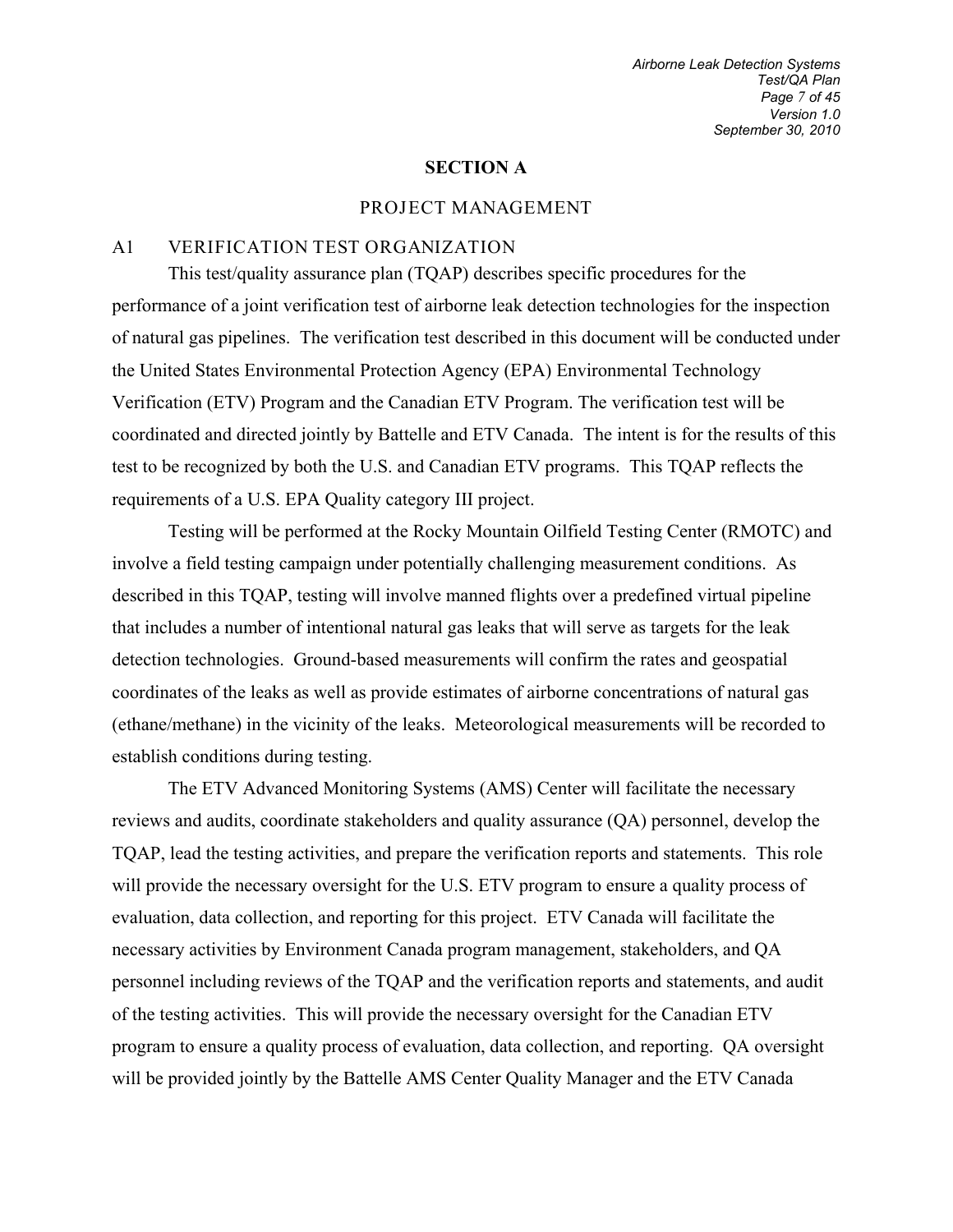# SECTION A

## PROJECT MANAGEMENT

### A1 VERIFICATION TEST ORGANIZATION

This test/quality assurance plan (TQAP) describes specific procedures for the performance of a joint verification test of airborne leak detection technologies for the inspection of natural gas pipelines. The verification test described in this document will be conducted under the United States Environmental Protection Agency (EPA) Environmental Technology Verification (ETV) Program and the Canadian ETV Program. The verification test will be coordinated and directed jointly by Battelle and ETV Canada. The intent is for the results of this test to be recognized by both the U.S. and Canadian ETV programs. This TQAP reflects the requirements of a U.S. EPA Quality category III project.

Testing will be performed at the Rocky Mountain Oilfield Testing Center (RMOTC) and involve a field testing campaign under potentially challenging measurement conditions. As described in this TQAP, testing will involve manned flights over a predefined virtual pipeline that includes a number of intentional natural gas leaks that will serve as targets for the leak detection technologies. Ground-based measurements will confirm the rates and geospatial coordinates of the leaks as well as provide estimates of airborne concentrations of natural gas (ethane/methane) in the vicinity of the leaks. Meteorological measurements will be recorded to establish conditions during testing.

The ETV Advanced Monitoring Systems (AMS) Center will facilitate the necessary reviews and audits, coordinate stakeholders and quality assurance (QA) personnel, develop the TQAP, lead the testing activities, and prepare the verification reports and statements. This role will provide the necessary oversight for the U.S. ETV program to ensure a quality process of evaluation, data collection, and reporting for this project. ETV Canada will facilitate the necessary activities by Environment Canada program management, stakeholders, and QA personnel including reviews of the TQAP and the verification reports and statements, and audit of the testing activities. This will provide the necessary oversight for the Canadian ETV program to ensure a quality process of evaluation, data collection, and reporting. QA oversight will be provided jointly by the Battelle AMS Center Quality Manager and the ETV Canada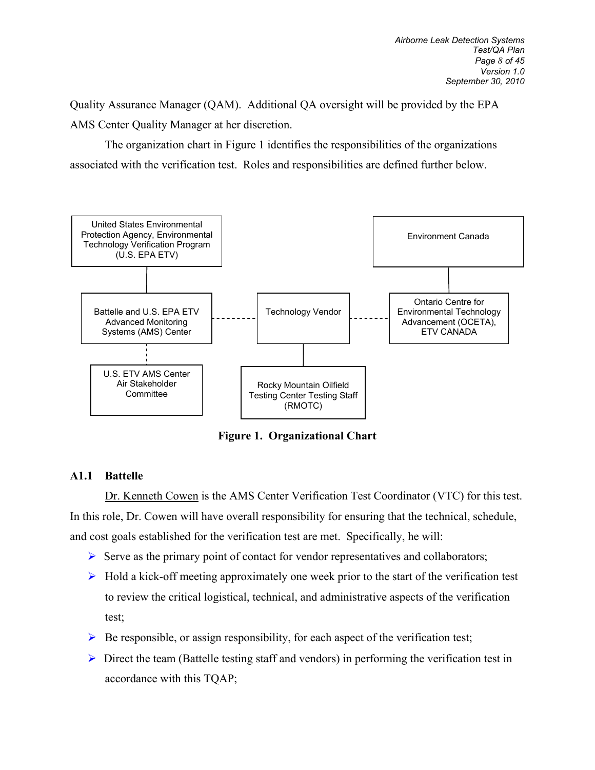Quality Assurance Manager (QAM). Additional QA oversight will be provided by the EPA AMS Center Quality Manager at her discretion.

The organization chart in Figure 1 identifies the responsibilities of the organizations associated with the verification test. Roles and responsibilities are defined further below.

United States Environmental Protection Agency, Environmental Technology Verification Program (U.S. EPA ETV)

Environment Canada

Battelle and U.S. EPA ETV Advanced Monitoring Systems (AMS) Center

Technology Vendor

Ontario Centre for Environmental Technology Advancement (OCETA), ETV CANADA

U.S. ETV AMS Center Air Stakeholder Committee

Rocky Mountain Oilfield Testing Center Testing Staff (RMOTC)

**Figure 1. Organizational Chart**

### A1.1 Battelle

Dr. Kenneth Cowen is the AMS Center Verification Test Coordinator (VTC) for this test. In this role, Dr. Cowen will have overall responsibility for ensuring that the technical, schedule, and cost goals established for the verification test are met. Specifically, he will:

- Serve as the primary point of contact for vendor representatives and collaborators;
- Hold a kick-off meeting approximately one week prior to the start of the verification test to review the critical logistical, technical, and administrative aspects of the verification test;
- Be responsible, or assign responsibility, for each aspect of the verification test;
- Direct the team (Battelle testing staff and vendors) in performing the verification test in accordance with this TQAP;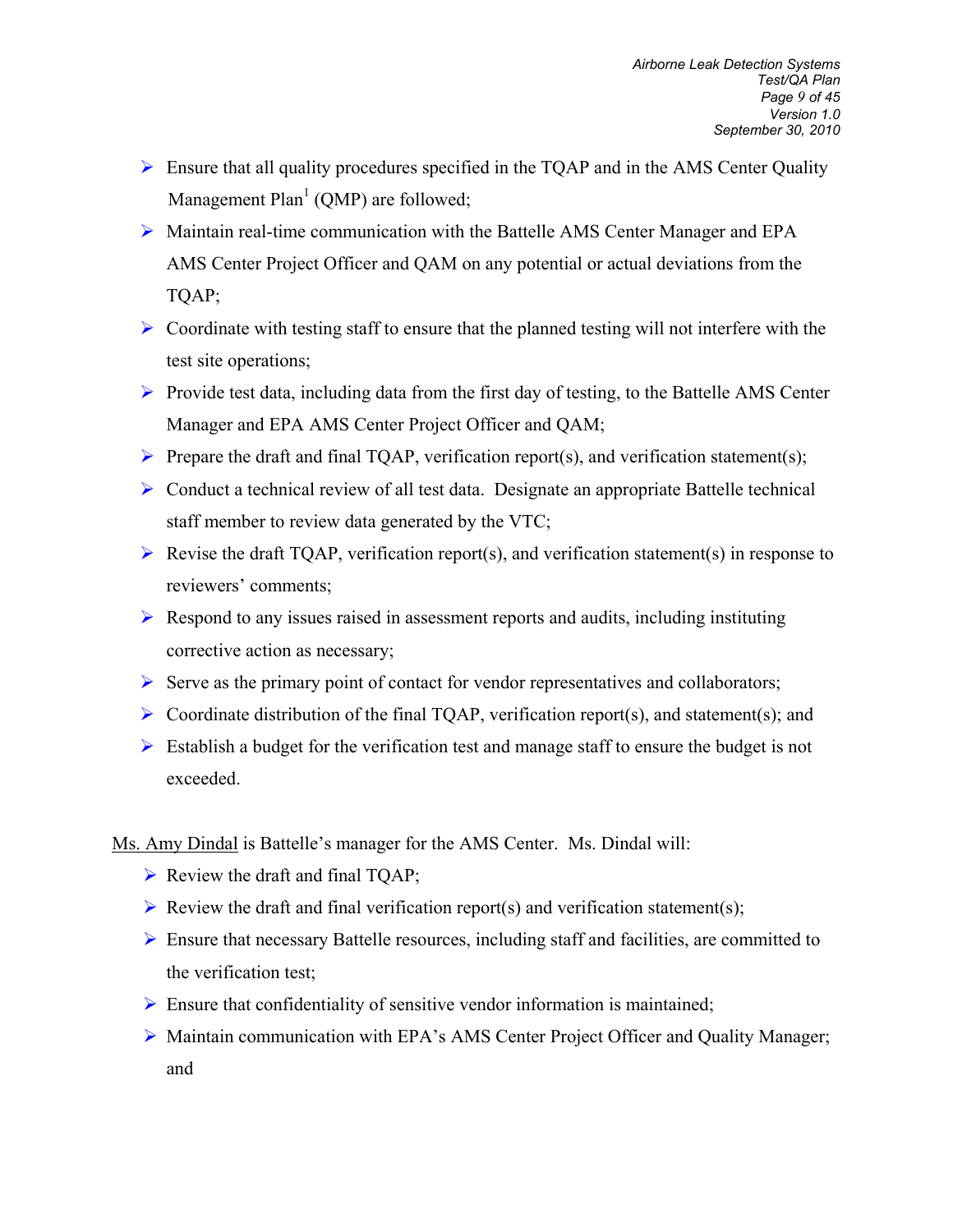- Ensure that all quality procedures specified in the TQAP and in the AMS Center Quality Management Plan[1] (QMP) are followed;
- Maintain real-time communication with the Battelle AMS Center Manager and EPA AMS Center Project Officer and QAM on any potential or actual deviations from the TQAP;
- Coordinate with testing staff to ensure that the planned testing will not interfere with the test site operations;
- Provide test data, including data from the first day of testing, to the Battelle AMS Center Manager and EPA AMS Center Project Officer and QAM;
- Prepare the draft and final TQAP, verification report(s), and verification statement(s);
- Conduct a technical review of all test data. Designate an appropriate Battelle technical staff member to review data generated by the VTC;
- Revise the draft TQAP, verification report(s), and verification statement(s) in response to reviewers' comments;
- Respond to any issues raised in assessment reports and audits, including instituting corrective action as necessary;
- Serve as the primary point of contact for vendor representatives and collaborators;
- Coordinate distribution of the final TQAP, verification report(s), and statement(s); and
- Establish a budget for the verification test and manage staff to ensure the budget is not exceeded.

Ms. Amy Dindal is Battelle's manager for the AMS Center. Ms. Dindal will:

- Review the draft and final TQAP;
- Review the draft and final verification report(s) and verification statement(s);
- Ensure that necessary Battelle resources, including staff and facilities, are committed to the verification test;
- Ensure that confidentiality of sensitive vendor information is maintained;
- Maintain communication with EPA's AMS Center Project Officer and Quality Manager; and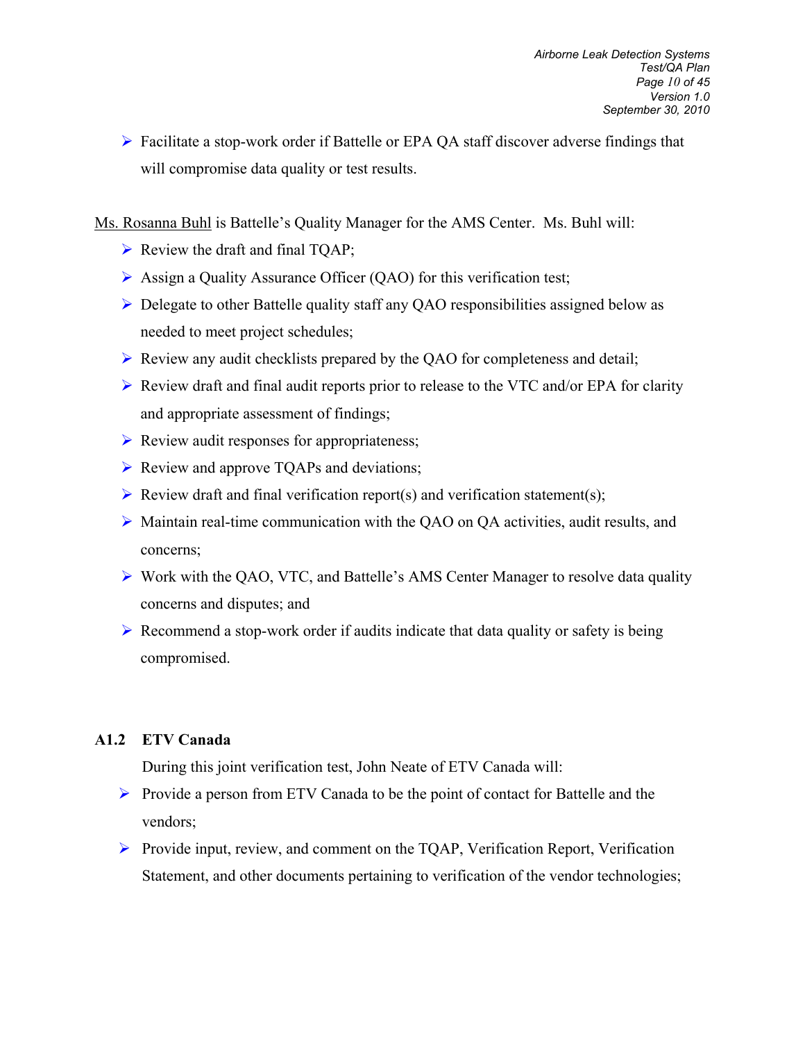- Facilitate a stop-work order if Battelle or EPA QA staff discover adverse findings that will compromise data quality or test results.

Ms. Rosanna Buhl is Battelle's Quality Manager for the AMS Center. Ms. Buhl will:

- Review the draft and final TQAP;
- Assign a Quality Assurance Officer (QAO) for this verification test;
- Delegate to other Battelle quality staff any QAO responsibilities assigned below as needed to meet project schedules;
- Review any audit checklists prepared by the QAO for completeness and detail;
- Review draft and final audit reports prior to release to the VTC and/or EPA for clarity and appropriate assessment of findings;
- Review audit responses for appropriateness;
- Review and approve TQAPs and deviations;
- Review draft and final verification report(s) and verification statement(s);
- Maintain real-time communication with the QAO on QA activities, audit results, and concerns;
- Work with the QAO, VTC, and Battelle's AMS Center Manager to resolve data quality concerns and disputes; and
- Recommend a stop-work order if audits indicate that data quality or safety is being compromised.

### A1.2 ETV Canada

During this joint verification test, John Neate of ETV Canada will:

- Provide a person from ETV Canada to be the point of contact for Battelle and the vendors;
- Provide input, review, and comment on the TQAP, Verification Report, Verification Statement, and other documents pertaining to verification of the vendor technologies;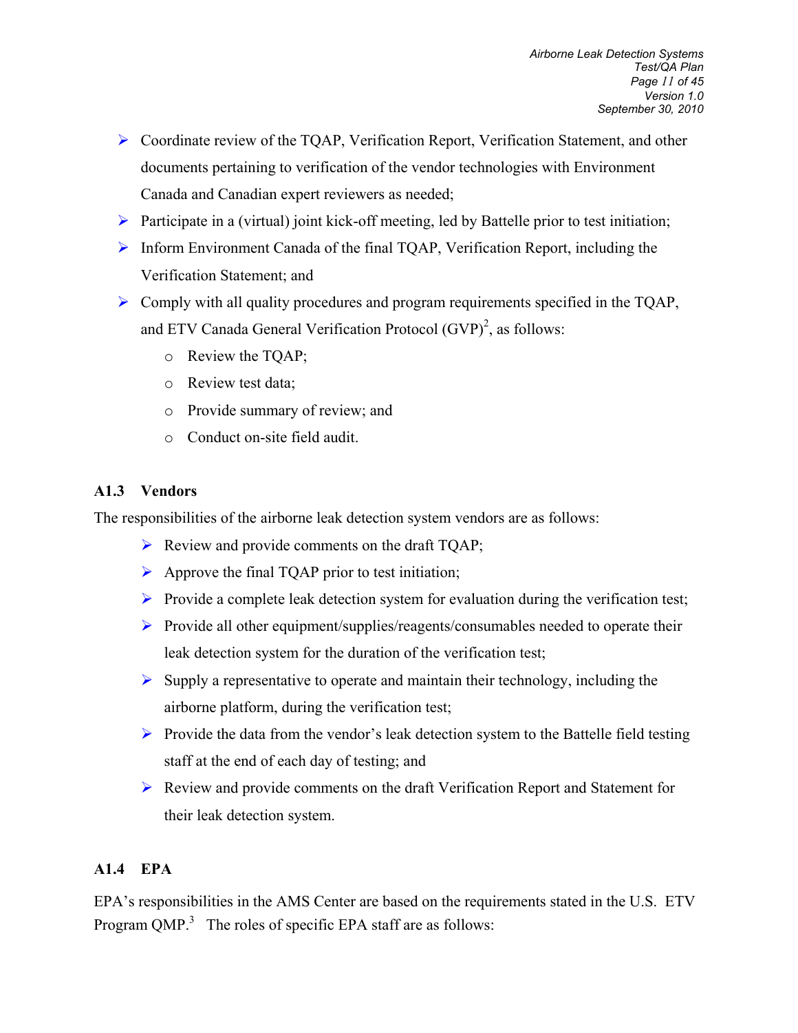- Coordinate review of the TQAP, Verification Report, Verification Statement, and other documents pertaining to verification of the vendor technologies with Environment Canada and Canadian expert reviewers as needed;
- Participate in a (virtual) joint kick-off meeting, led by Battelle prior to test initiation;
- Inform Environment Canada of the final TQAP, Verification Report, including the Verification Statement; and
- Comply with all quality procedures and program requirements specified in the TQAP, and ETV Canada General Verification Protocol (GVP)[2], as follows:
    - Review the TQAP;
    - Review test data;
    - Provide summary of review; and
    - Conduct on-site field audit.

### A1.3 Vendors

The responsibilities of the airborne leak detection system vendors are as follows:

- Review and provide comments on the draft TQAP;
- Approve the final TQAP prior to test initiation;
- Provide a complete leak detection system for evaluation during the verification test;
- Provide all other equipment/supplies/reagents/consumables needed to operate their leak detection system for the duration of the verification test;
- Supply a representative to operate and maintain their technology, including the airborne platform, during the verification test;
- Provide the data from the vendor's leak detection system to the Battelle field testing staff at the end of each day of testing; and
- Review and provide comments on the draft Verification Report and Statement for their leak detection system.

### A1.4 EPA

EPA's responsibilities in the AMS Center are based on the requirements stated in the U.S. ETV Program QMP.[3] The roles of specific EPA staff are as follows: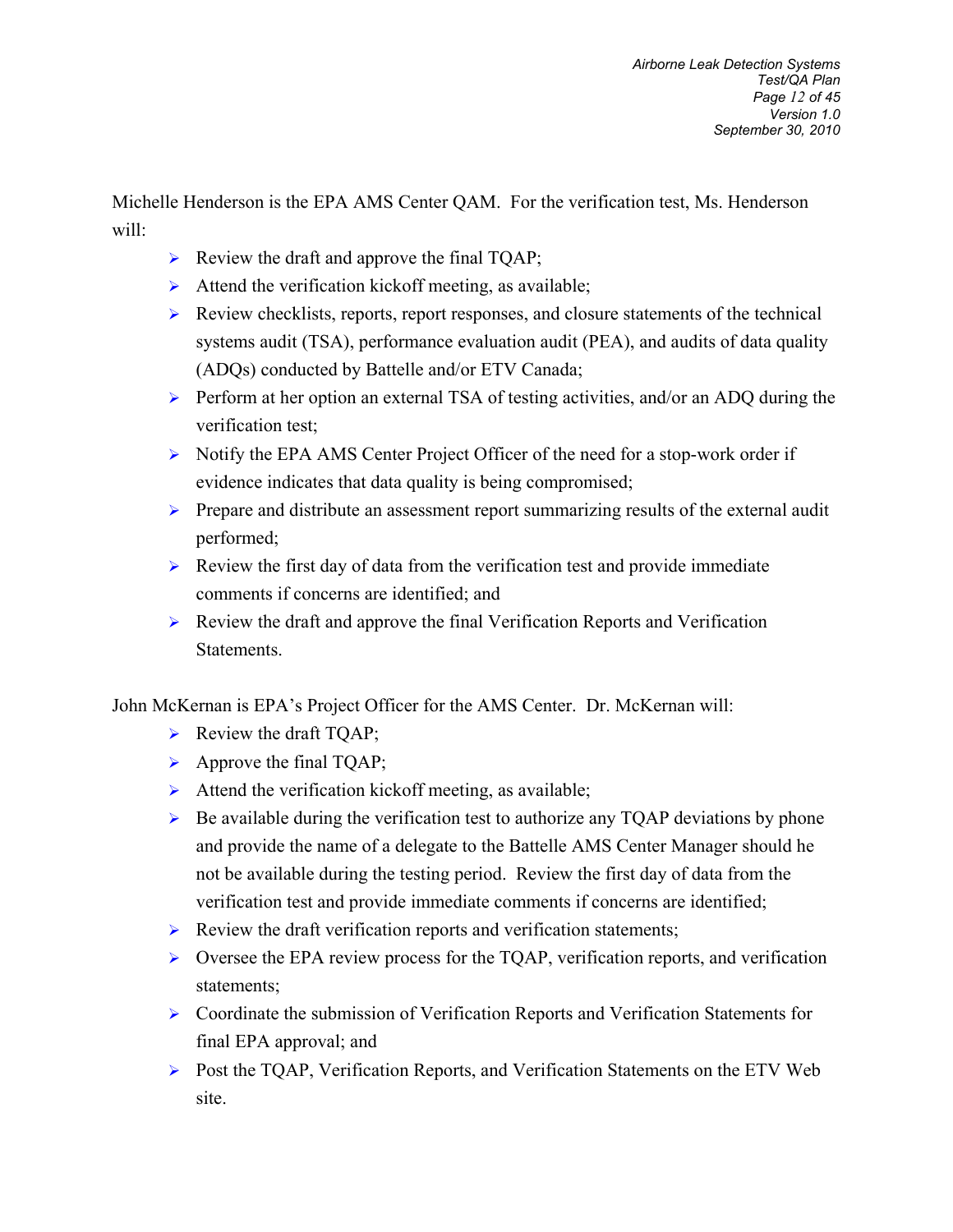Michelle Henderson is the EPA AMS Center QAM. For the verification test, Ms. Henderson will:

- Review the draft and approve the final TQAP;
- Attend the verification kickoff meeting, as available;
- Review checklists, reports, report responses, and closure statements of the technical systems audit (TSA), performance evaluation audit (PEA), and audits of data quality (ADQs) conducted by Battelle and/or ETV Canada;
- Perform at her option an external TSA of testing activities, and/or an ADQ during the verification test;
- Notify the EPA AMS Center Project Officer of the need for a stop-work order if evidence indicates that data quality is being compromised;
- Prepare and distribute an assessment report summarizing results of the external audit performed;
- Review the first day of data from the verification test and provide immediate comments if concerns are identified; and
- Review the draft and approve the final Verification Reports and Verification Statements.

John McKernan is EPA's Project Officer for the AMS Center. Dr. McKernan will:

- Review the draft TQAP;
- Approve the final TQAP;
- Attend the verification kickoff meeting, as available;
- Be available during the verification test to authorize any TQAP deviations by phone and provide the name of a delegate to the Battelle AMS Center Manager should he not be available during the testing period. Review the first day of data from the verification test and provide immediate comments if concerns are identified;
- Review the draft verification reports and verification statements;
- Oversee the EPA review process for the TQAP, verification reports, and verification statements;
- Coordinate the submission of Verification Reports and Verification Statements for final EPA approval; and
- Post the TQAP, Verification Reports, and Verification Statements on the ETV Web site.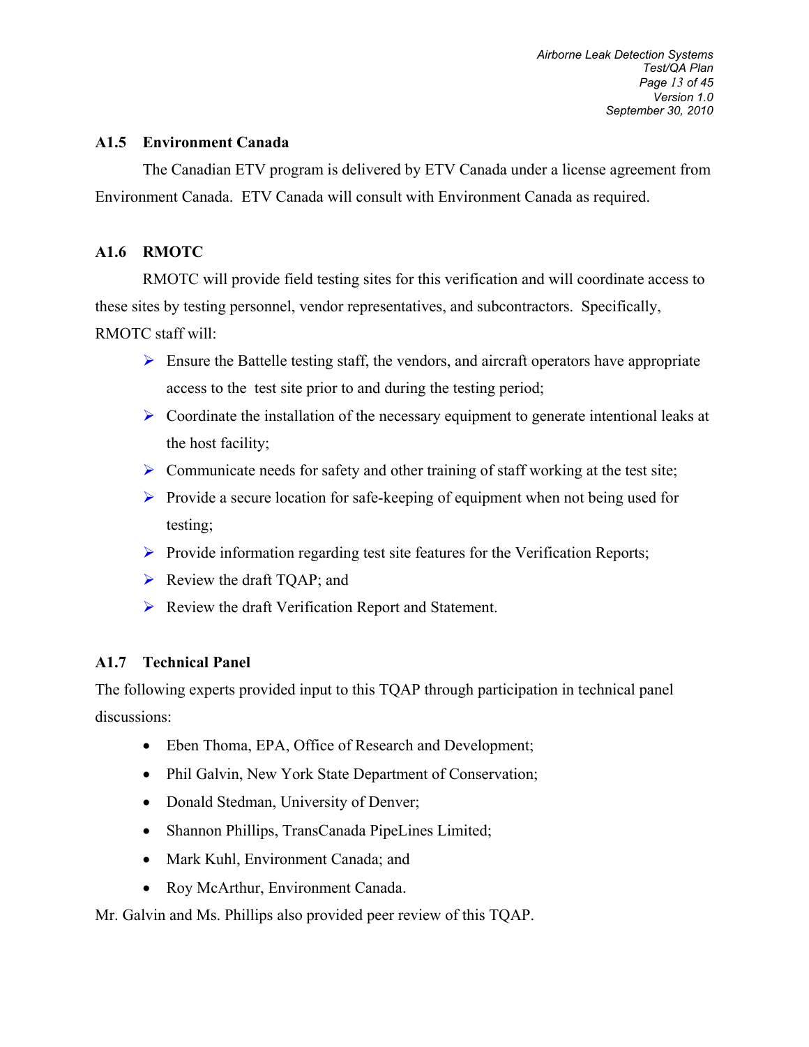### A1.5 Environment Canada

The Canadian ETV program is delivered by ETV Canada under a license agreement from Environment Canada. ETV Canada will consult with Environment Canada as required.

### A1.6 RMOTC

RMOTC will provide field testing sites for this verification and will coordinate access to these sites by testing personnel, vendor representatives, and subcontractors. Specifically, RMOTC staff will:

- Ensure the Battelle testing staff, the vendors, and aircraft operators have appropriate access to the test site prior to and during the testing period;
- Coordinate the installation of the necessary equipment to generate intentional leaks at the host facility;
- Communicate needs for safety and other training of staff working at the test site;
- Provide a secure location for safe-keeping of equipment when not being used for testing;
- Provide information regarding test site features for the Verification Reports;
- Review the draft TQAP; and
- Review the draft Verification Report and Statement.

### A1.7 Technical Panel

The following experts provided input to this TQAP through participation in technical panel discussions:

- Eben Thoma, EPA, Office of Research and Development;
- Phil Galvin, New York State Department of Conservation;
- Donald Stedman, University of Denver;
- Shannon Phillips, TransCanada PipeLines Limited;
- Mark Kuhl, Environment Canada; and
- Roy McArthur, Environment Canada.

Mr. Galvin and Ms. Phillips also provided peer review of this TQAP.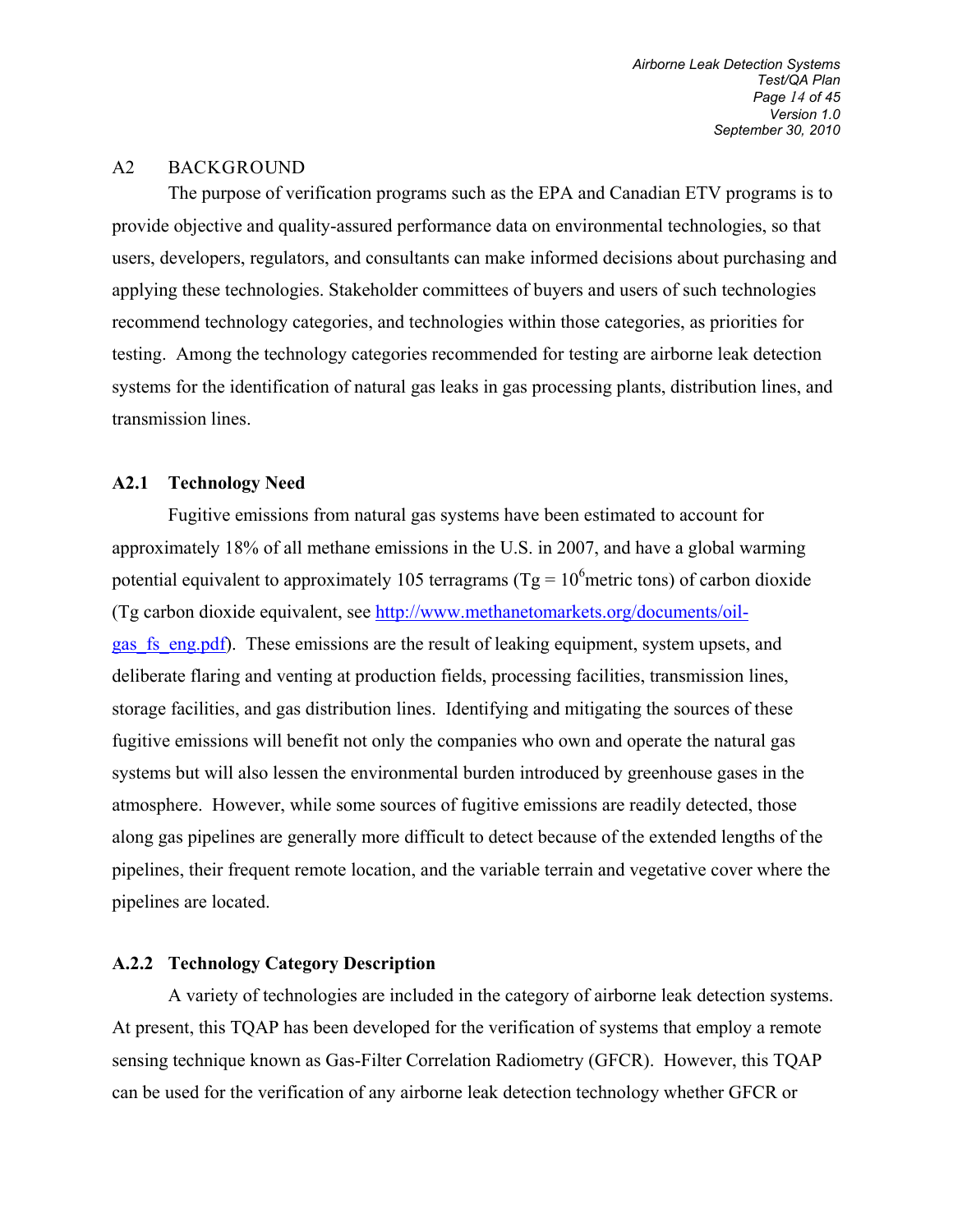## A2 BACKGROUND

The purpose of verification programs such as the EPA and Canadian ETV programs is to provide objective and quality-assured performance data on environmental technologies, so that users, developers, regulators, and consultants can make informed decisions about purchasing and applying these technologies. Stakeholder committees of buyers and users of such technologies recommend technology categories, and technologies within those categories, as priorities for testing. Among the technology categories recommended for testing are airborne leak detection systems for the identification of natural gas leaks in gas processing plants, distribution lines, and transmission lines.

### A2.1 Technology Need

Fugitive emissions from natural gas systems have been estimated to account for approximately 18% of all methane emissions in the U.S. in 2007, and have a global warming potential equivalent to approximately 105 terragrams (Tg = $10^6$ metric tons) of carbon dioxide (Tg carbon dioxide equivalent, see http://www.methanetomarkets.org/documents/oil-gas_fs_eng.pdf). These emissions are the result of leaking equipment, system upsets, and deliberate flaring and venting at production fields, processing facilities, transmission lines, storage facilities, and gas distribution lines. Identifying and mitigating the sources of these fugitive emissions will benefit not only the companies who own and operate the natural gas systems but will also lessen the environmental burden introduced by greenhouse gases in the atmosphere. However, while some sources of fugitive emissions are readily detected, those along gas pipelines are generally more difficult to detect because of the extended lengths of the pipelines, their frequent remote location, and the variable terrain and vegetative cover where the pipelines are located.

### A.2.2 Technology Category Description

A variety of technologies are included in the category of airborne leak detection systems. At present, this TQAP has been developed for the verification of systems that employ a remote sensing technique known as Gas-Filter Correlation Radiometry (GFCR). However, this TQAP can be used for the verification of any airborne leak detection technology whether GFCR or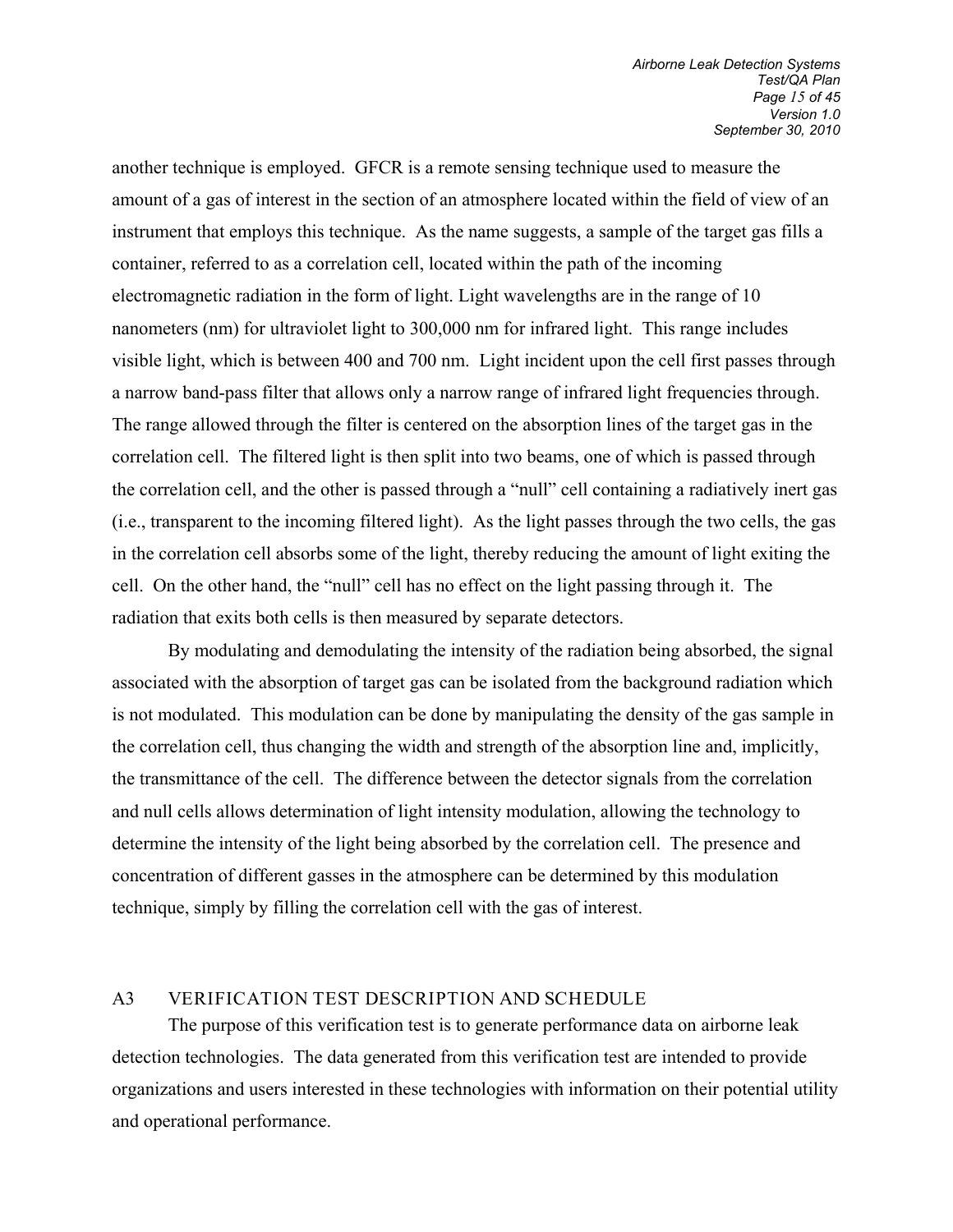another technique is employed. GFCR is a remote sensing technique used to measure the amount of a gas of interest in the section of an atmosphere located within the field of view of an instrument that employs this technique. As the name suggests, a sample of the target gas fills a container, referred to as a correlation cell, located within the path of the incoming electromagnetic radiation in the form of light. Light wavelengths are in the range of 10 nanometers (nm) for ultraviolet light to 300,000 nm for infrared light. This range includes visible light, which is between 400 and 700 nm. Light incident upon the cell first passes through a narrow band-pass filter that allows only a narrow range of infrared light frequencies through. The range allowed through the filter is centered on the absorption lines of the target gas in the correlation cell. The filtered light is then split into two beams, one of which is passed through the correlation cell, and the other is passed through a "null" cell containing a radiatively inert gas (i.e., transparent to the incoming filtered light). As the light passes through the two cells, the gas in the correlation cell absorbs some of the light, thereby reducing the amount of light exiting the cell. On the other hand, the "null" cell has no effect on the light passing through it. The radiation that exits both cells is then measured by separate detectors.

By modulating and demodulating the intensity of the radiation being absorbed, the signal associated with the absorption of target gas can be isolated from the background radiation which is not modulated. This modulation can be done by manipulating the density of the gas sample in the correlation cell, thus changing the width and strength of the absorption line and, implicitly, the transmittance of the cell. The difference between the detector signals from the correlation and null cells allows determination of light intensity modulation, allowing the technology to determine the intensity of the light being absorbed by the correlation cell. The presence and concentration of different gasses in the atmosphere can be determined by this modulation technique, simply by filling the correlation cell with the gas of interest.

## A3 VERIFICATION TEST DESCRIPTION AND SCHEDULE

The purpose of this verification test is to generate performance data on airborne leak detection technologies. The data generated from this verification test are intended to provide organizations and users interested in these technologies with information on their potential utility and operational performance.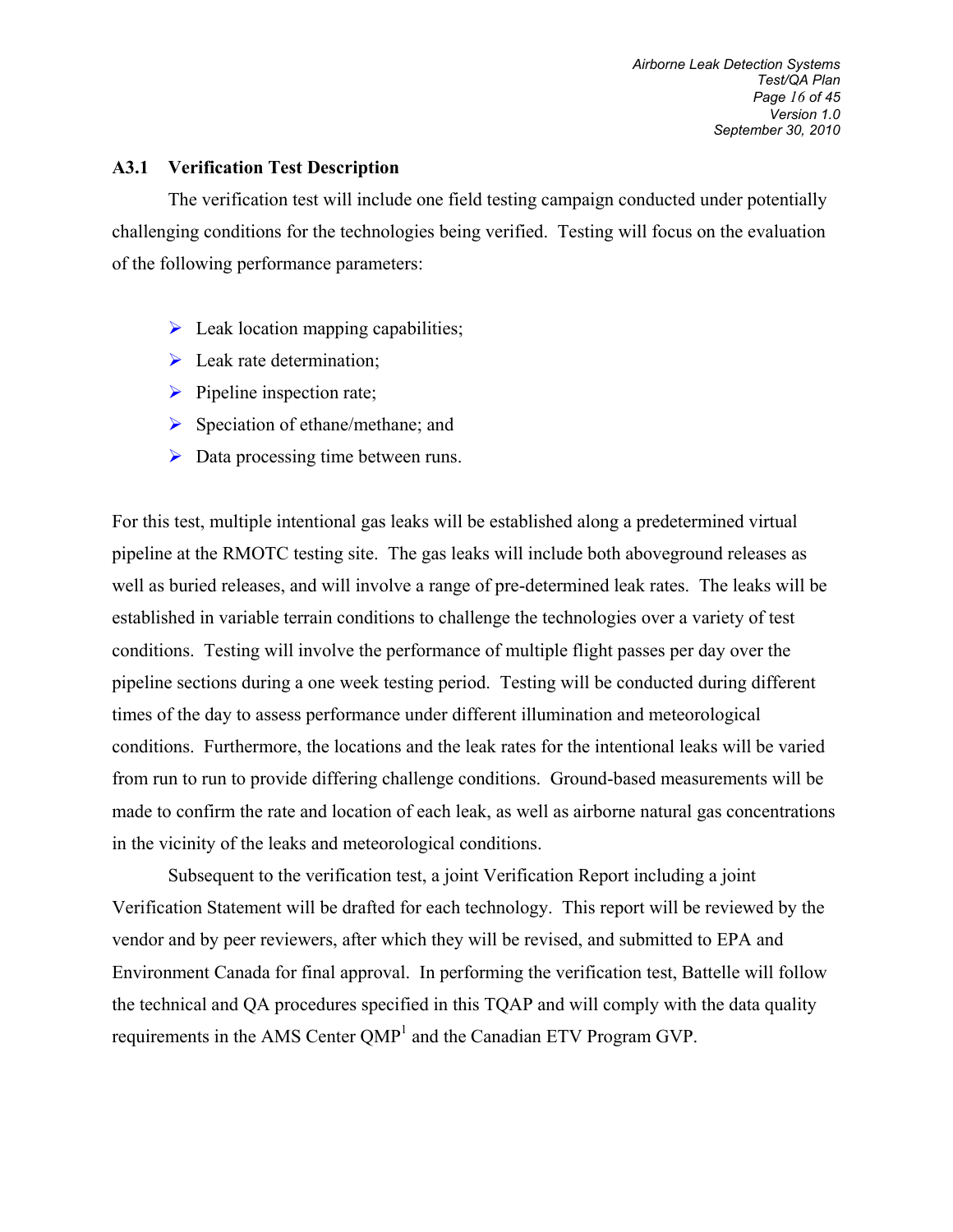### A3.1 Verification Test Description

The verification test will include one field testing campaign conducted under potentially challenging conditions for the technologies being verified. Testing will focus on the evaluation of the following performance parameters:

- Leak location mapping capabilities;
- Leak rate determination;
- Pipeline inspection rate;
- Speciation of ethane/methane; and
- Data processing time between runs.

For this test, multiple intentional gas leaks will be established along a predetermined virtual pipeline at the RMOTC testing site. The gas leaks will include both aboveground releases as well as buried releases, and will involve a range of pre-determined leak rates. The leaks will be established in variable terrain conditions to challenge the technologies over a variety of test conditions. Testing will involve the performance of multiple flight passes per day over the pipeline sections during a one week testing period. Testing will be conducted during different times of the day to assess performance under different illumination and meteorological conditions. Furthermore, the locations and the leak rates for the intentional leaks will be varied from run to run to provide differing challenge conditions. Ground-based measurements will be made to confirm the rate and location of each leak, as well as airborne natural gas concentrations in the vicinity of the leaks and meteorological conditions.

Subsequent to the verification test, a joint Verification Report including a joint Verification Statement will be drafted for each technology. This report will be reviewed by the vendor and by peer reviewers, after which they will be revised, and submitted to EPA and Environment Canada for final approval. In performing the verification test, Battelle will follow the technical and QA procedures specified in this TQAP and will comply with the data quality requirements in the AMS Center QMP[1] and the Canadian ETV Program GVP.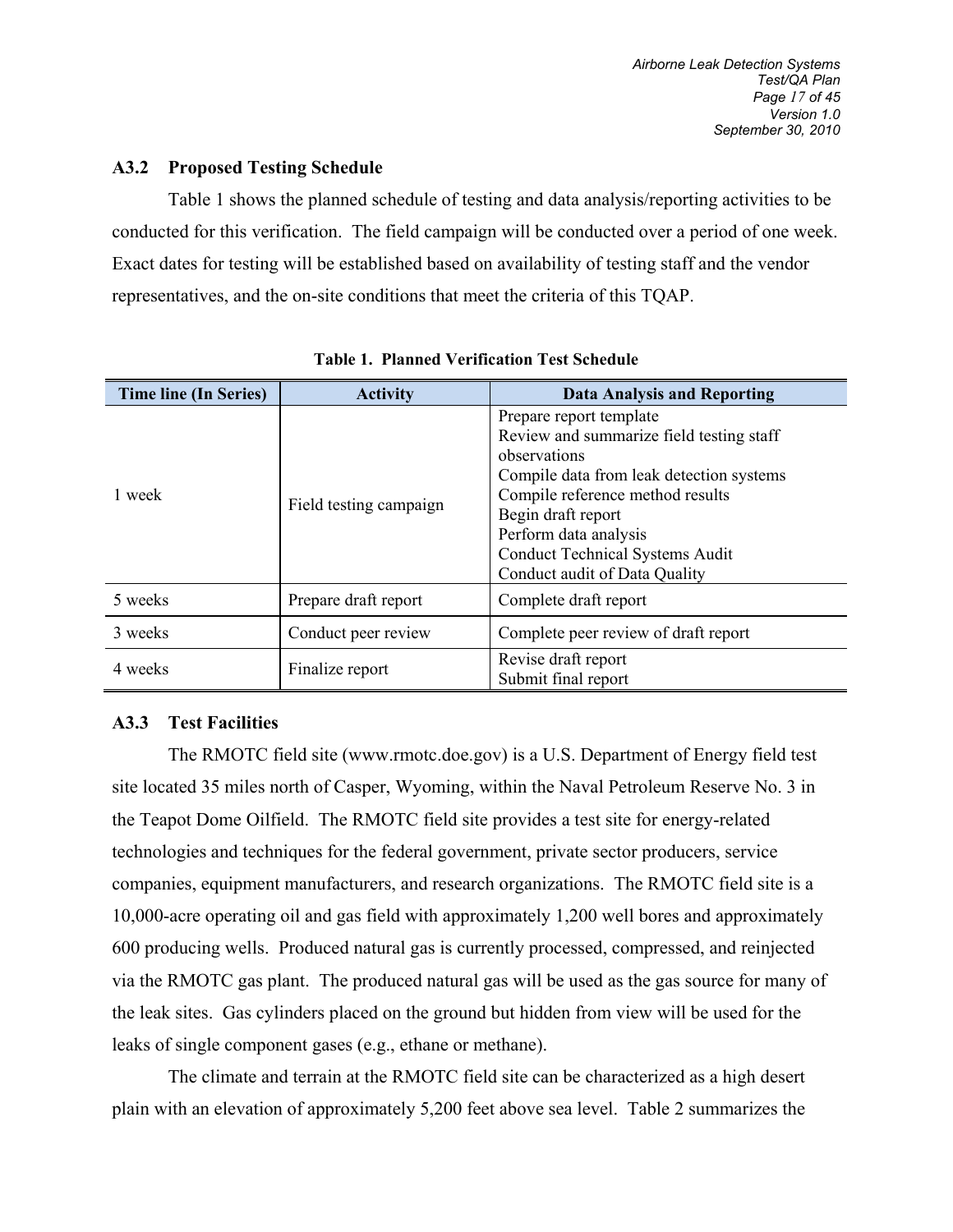### A3.2 Proposed Testing Schedule

Table 1 shows the planned schedule of testing and data analysis/reporting activities to be conducted for this verification. The field campaign will be conducted over a period of one week. Exact dates for testing will be established based on availability of testing staff and the vendor representatives, and the on-site conditions that meet the criteria of this TQAP.

**Table 1. Planned Verification Test Schedule**

| Time line (In Series) | Activity | Data Analysis and Reporting |
|---|---|---|
| 1 week | Field testing campaign | Prepare report template<br>Review and summarize field testing staff observations<br>Compile data from leak detection systems<br>Compile reference method results<br>Begin draft report<br>Perform data analysis<br>Conduct Technical Systems Audit<br>Conduct audit of Data Quality |
| 5 weeks | Prepare draft report | Complete draft report |
| 3 weeks | Conduct peer review | Complete peer review of draft report |
| 4 weeks | Finalize report | Revise draft report<br>Submit final report |

### A3.3 Test Facilities

The RMOTC field site (www.rmotc.doe.gov) is a U.S. Department of Energy field test site located 35 miles north of Casper, Wyoming, within the Naval Petroleum Reserve No. 3 in the Teapot Dome Oilfield. The RMOTC field site provides a test site for energy-related technologies and techniques for the federal government, private sector producers, service companies, equipment manufacturers, and research organizations. The RMOTC field site is a 10,000-acre operating oil and gas field with approximately 1,200 well bores and approximately 600 producing wells. Produced natural gas is currently processed, compressed, and reinjected via the RMOTC gas plant. The produced natural gas will be used as the gas source for many of the leak sites. Gas cylinders placed on the ground but hidden from view will be used for the leaks of single component gases (e.g., ethane or methane).

The climate and terrain at the RMOTC field site can be characterized as a high desert plain with an elevation of approximately 5,200 feet above sea level. Table 2 summarizes the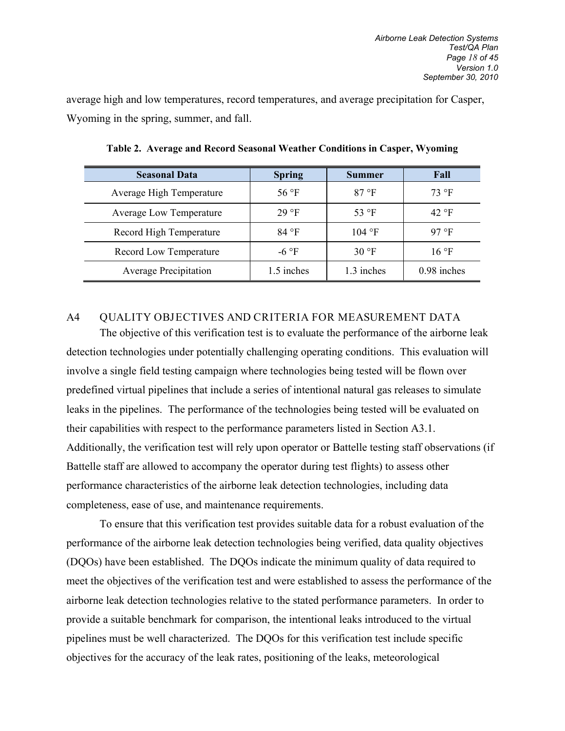average high and low temperatures, record temperatures, and average precipitation for Casper, Wyoming in the spring, summer, and fall.

**Table 2. Average and Record Seasonal Weather Conditions in Casper, Wyoming**

| Seasonal Data | Spring | Summer | Fall |
|---|---|---|---|
| Average High Temperature | 56 °F | 87 °F | 73 °F |
| Average Low Temperature | 29 °F | 53 °F | 42 °F |
| Record High Temperature | 84 °F | 104 °F | 97 °F |
| Record Low Temperature | -6 °F | 30 °F | 16 °F |
| Average Precipitation | 1.5 inches | 1.3 inches | 0.98 inches |

## A4 QUALITY OBJECTIVES AND CRITERIA FOR MEASUREMENT DATA

The objective of this verification test is to evaluate the performance of the airborne leak detection technologies under potentially challenging operating conditions. This evaluation will involve a single field testing campaign where technologies being tested will be flown over predefined virtual pipelines that include a series of intentional natural gas releases to simulate leaks in the pipelines. The performance of the technologies being tested will be evaluated on their capabilities with respect to the performance parameters listed in Section A3.1. Additionally, the verification test will rely upon operator or Battelle testing staff observations (if Battelle staff are allowed to accompany the operator during test flights) to assess other performance characteristics of the airborne leak detection technologies, including data completeness, ease of use, and maintenance requirements.

To ensure that this verification test provides suitable data for a robust evaluation of the performance of the airborne leak detection technologies being verified, data quality objectives (DQOs) have been established. The DQOs indicate the minimum quality of data required to meet the objectives of the verification test and were established to assess the performance of the airborne leak detection technologies relative to the stated performance parameters. In order to provide a suitable benchmark for comparison, the intentional leaks introduced to the virtual pipelines must be well characterized. The DQOs for this verification test include specific objectives for the accuracy of the leak rates, positioning of the leaks, meteorological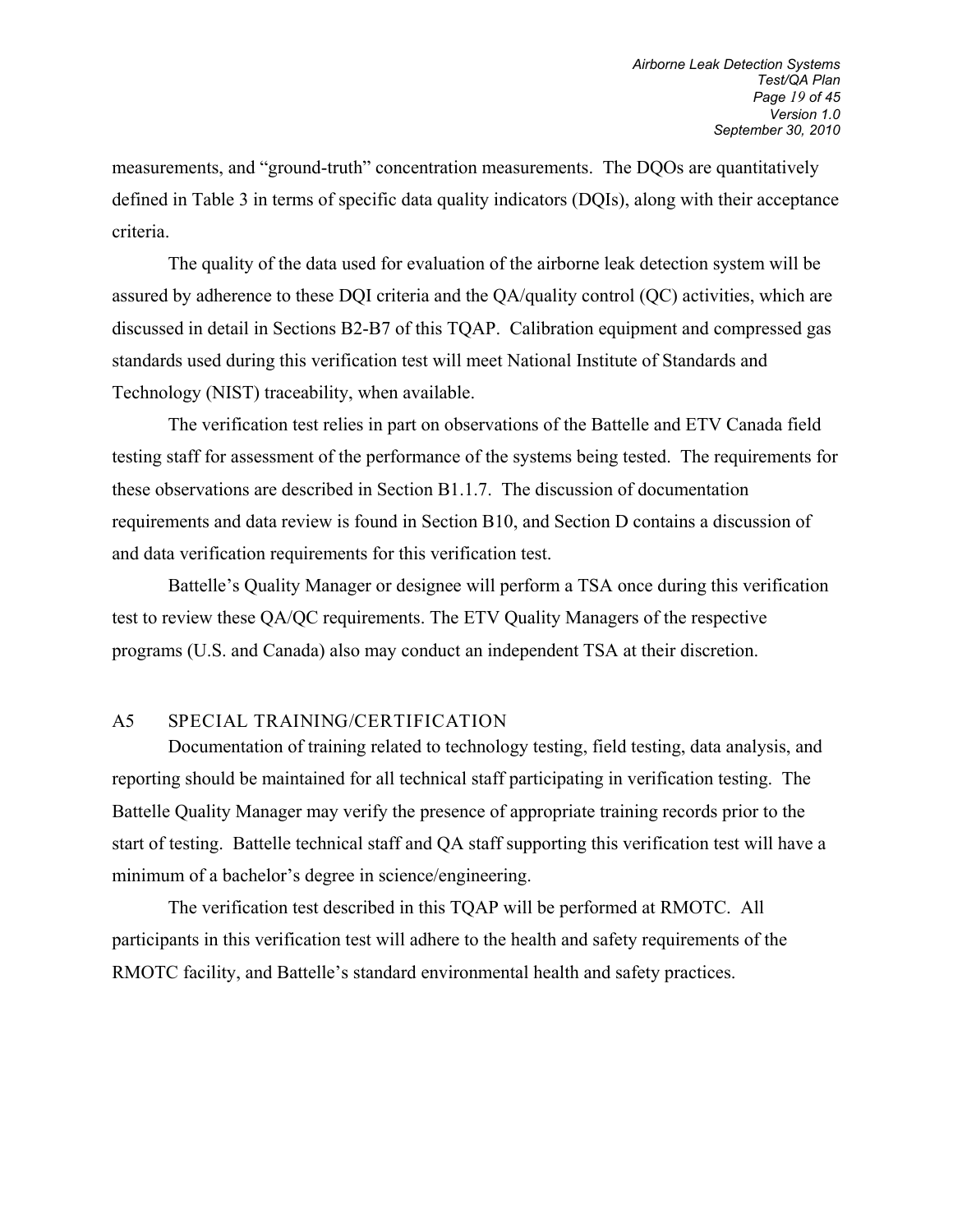measurements, and "ground-truth" concentration measurements. The DQOs are quantitatively defined in Table 3 in terms of specific data quality indicators (DQIs), along with their acceptance criteria.

The quality of the data used for evaluation of the airborne leak detection system will be assured by adherence to these DQI criteria and the QA/quality control (QC) activities, which are discussed in detail in Sections B2-B7 of this TQAP. Calibration equipment and compressed gas standards used during this verification test will meet National Institute of Standards and Technology (NIST) traceability, when available.

The verification test relies in part on observations of the Battelle and ETV Canada field testing staff for assessment of the performance of the systems being tested. The requirements for these observations are described in Section B1.1.7. The discussion of documentation requirements and data review is found in Section B10, and Section D contains a discussion of and data verification requirements for this verification test.

Battelle's Quality Manager or designee will perform a TSA once during this verification test to review these QA/QC requirements. The ETV Quality Managers of the respective programs (U.S. and Canada) also may conduct an independent TSA at their discretion.

## A5 SPECIAL TRAINING/CERTIFICATION

Documentation of training related to technology testing, field testing, data analysis, and reporting should be maintained for all technical staff participating in verification testing. The Battelle Quality Manager may verify the presence of appropriate training records prior to the start of testing. Battelle technical staff and QA staff supporting this verification test will have a minimum of a bachelor's degree in science/engineering.

The verification test described in this TQAP will be performed at RMOTC. All participants in this verification test will adhere to the health and safety requirements of the RMOTC facility, and Battelle's standard environmental health and safety practices.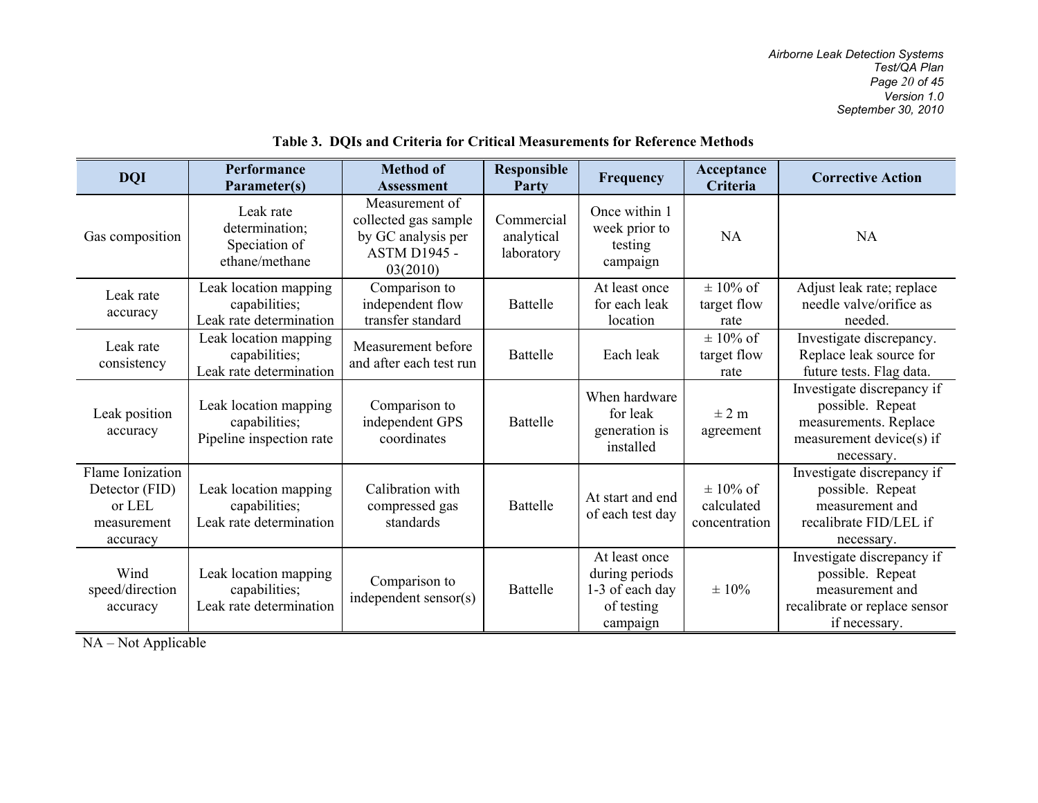**Table 3. DQIs and Criteria for Critical Measurements for Reference Methods**

| DQI | Performance Parameter(s) | Method of Assessment | Responsible Party | Frequency | Acceptance Criteria | Corrective Action |
|---|---|---|---|---|---|---|
| Gas composition | Leak rate determination; Speciation of ethane/methane | Measurement of collected gas sample by GC analysis per ASTM D1945 - 03(2010) | Commercial analytical laboratory | Once within 1 week prior to testing campaign | NA | NA |
| Leak rate accuracy | Leak location mapping capabilities; Leak rate determination | Comparison to independent flow transfer standard | Battelle | At least once for each leak location | ± 10% of target flow rate | Adjust leak rate; replace needle valve/orifice as needed. |
| Leak rate consistency | Leak location mapping capabilities; Leak rate determination | Measurement before and after each test run | Battelle | Each leak | ± 10% of target flow rate | Investigate discrepancy. Replace leak source for future tests. Flag data. |
| Leak position accuracy | Leak location mapping capabilities; Pipeline inspection rate | Comparison to independent GPS coordinates | Battelle | When hardware for leak generation is installed | ± 2 m agreement | Investigate discrepancy if possible. Repeat measurements. Replace measurement device(s) if necessary. |
| Flame Ionization Detector (FID) or LEL measurement accuracy | Leak location mapping capabilities; Leak rate determination | Calibration with compressed gas standards | Battelle | At start and end of each test day | ± 10% of calculated concentration | Investigate discrepancy if possible. Repeat measurement and recalibrate FID/LEL if necessary. |
| Wind speed/direction accuracy | Leak location mapping capabilities; Leak rate determination | Comparison to independent sensor(s) | Battelle | At least once during periods 1-3 of each day of testing campaign | ± 10% | Investigate discrepancy if possible. Repeat measurement and recalibrate or replace sensor if necessary. |

NA – Not Applicable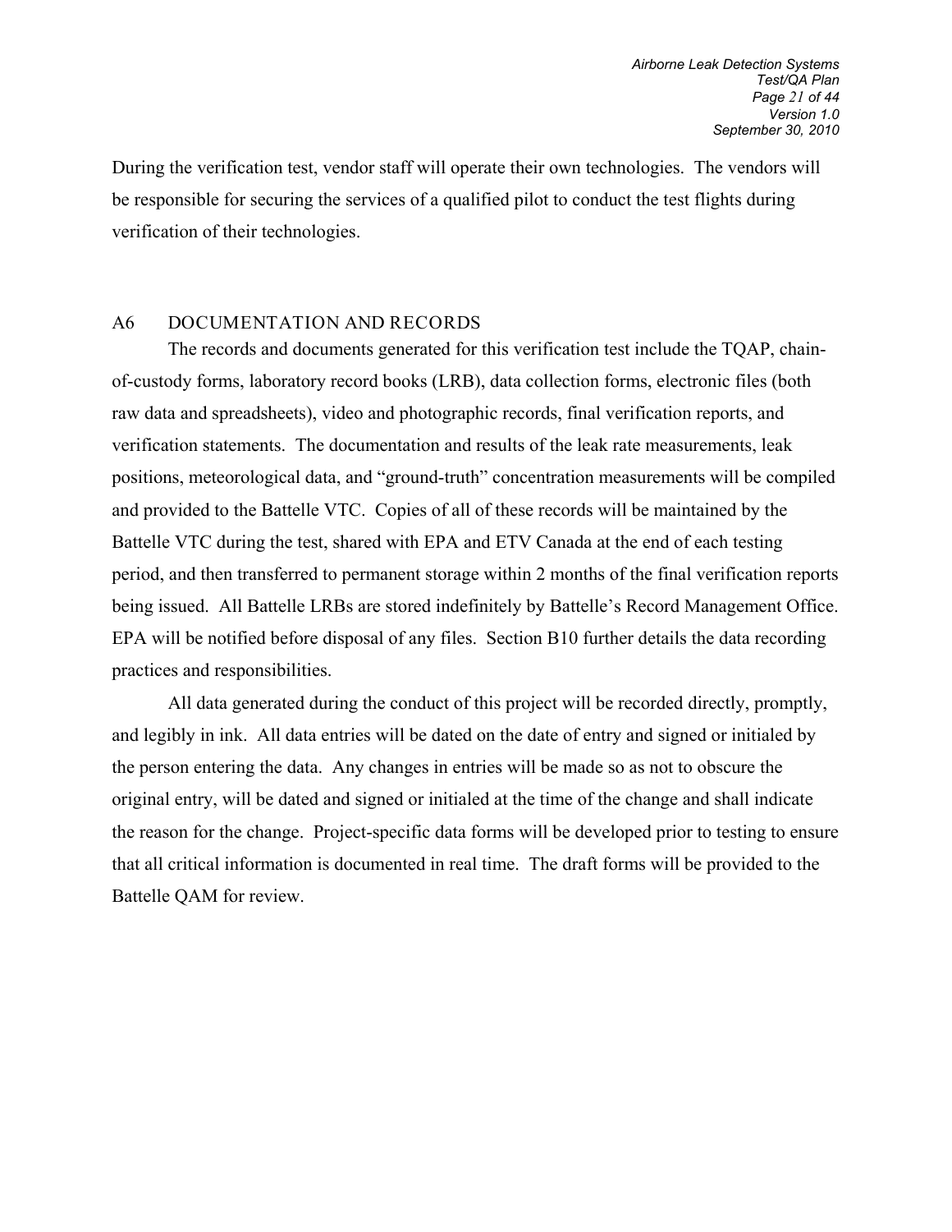During the verification test, vendor staff will operate their own technologies. The vendors will be responsible for securing the services of a qualified pilot to conduct the test flights during verification of their technologies.

## A6 DOCUMENTATION AND RECORDS

The records and documents generated for this verification test include the TQAP, chain-of-custody forms, laboratory record books (LRB), data collection forms, electronic files (both raw data and spreadsheets), video and photographic records, final verification reports, and verification statements. The documentation and results of the leak rate measurements, leak positions, meteorological data, and "ground-truth" concentration measurements will be compiled and provided to the Battelle VTC. Copies of all of these records will be maintained by the Battelle VTC during the test, shared with EPA and ETV Canada at the end of each testing period, and then transferred to permanent storage within 2 months of the final verification reports being issued. All Battelle LRBs are stored indefinitely by Battelle's Record Management Office. EPA will be notified before disposal of any files. Section B10 further details the data recording practices and responsibilities.

All data generated during the conduct of this project will be recorded directly, promptly, and legibly in ink. All data entries will be dated on the date of entry and signed or initialed by the person entering the data. Any changes in entries will be made so as not to obscure the original entry, will be dated and signed or initialed at the time of the change and shall indicate the reason for the change. Project-specific data forms will be developed prior to testing to ensure that all critical information is documented in real time. The draft forms will be provided to the Battelle QAM for review.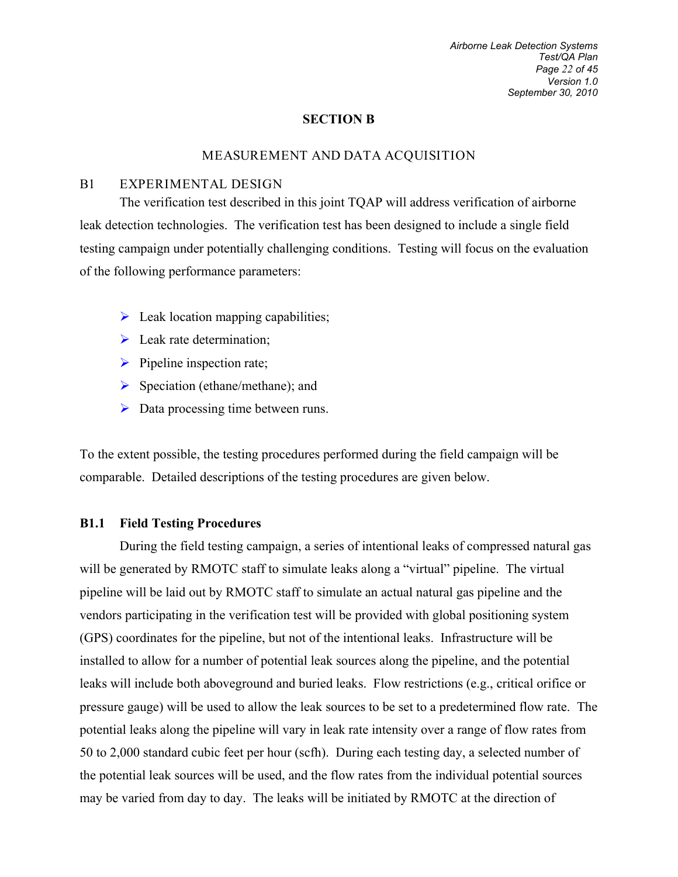# SECTION B

## MEASUREMENT AND DATA ACQUISITION

## B1 EXPERIMENTAL DESIGN

The verification test described in this joint TQAP will address verification of airborne leak detection technologies. The verification test has been designed to include a single field testing campaign under potentially challenging conditions. Testing will focus on the evaluation of the following performance parameters:

- Leak location mapping capabilities;
- Leak rate determination;
- Pipeline inspection rate;
- Speciation (ethane/methane); and
- Data processing time between runs.

To the extent possible, the testing procedures performed during the field campaign will be comparable. Detailed descriptions of the testing procedures are given below.

### B1.1 Field Testing Procedures

During the field testing campaign, a series of intentional leaks of compressed natural gas will be generated by RMOTC staff to simulate leaks along a "virtual" pipeline. The virtual pipeline will be laid out by RMOTC staff to simulate an actual natural gas pipeline and the vendors participating in the verification test will be provided with global positioning system (GPS) coordinates for the pipeline, but not of the intentional leaks. Infrastructure will be installed to allow for a number of potential leak sources along the pipeline, and the potential leaks will include both aboveground and buried leaks. Flow restrictions (e.g., critical orifice or pressure gauge) will be used to allow the leak sources to be set to a predetermined flow rate. The potential leaks along the pipeline will vary in leak rate intensity over a range of flow rates from 50 to 2,000 standard cubic feet per hour (scfh). During each testing day, a selected number of the potential leak sources will be used, and the flow rates from the individual potential sources may be varied from day to day. The leaks will be initiated by RMOTC at the direction of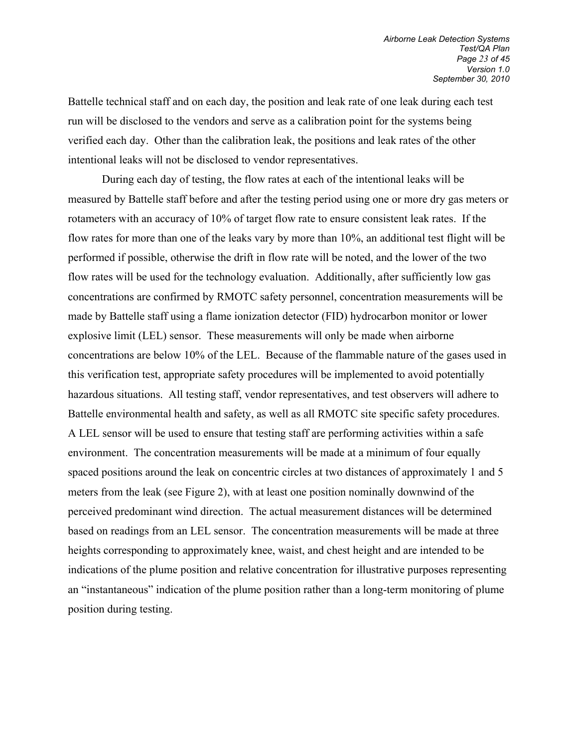Battelle technical staff and on each day, the position and leak rate of one leak during each test run will be disclosed to the vendors and serve as a calibration point for the systems being verified each day. Other than the calibration leak, the positions and leak rates of the other intentional leaks will not be disclosed to vendor representatives.

During each day of testing, the flow rates at each of the intentional leaks will be measured by Battelle staff before and after the testing period using one or more dry gas meters or rotameters with an accuracy of 10% of target flow rate to ensure consistent leak rates. If the flow rates for more than one of the leaks vary by more than 10%, an additional test flight will be performed if possible, otherwise the drift in flow rate will be noted, and the lower of the two flow rates will be used for the technology evaluation. Additionally, after sufficiently low gas concentrations are confirmed by RMOTC safety personnel, concentration measurements will be made by Battelle staff using a flame ionization detector (FID) hydrocarbon monitor or lower explosive limit (LEL) sensor. These measurements will only be made when airborne concentrations are below 10% of the LEL. Because of the flammable nature of the gases used in this verification test, appropriate safety procedures will be implemented to avoid potentially hazardous situations. All testing staff, vendor representatives, and test observers will adhere to Battelle environmental health and safety, as well as all RMOTC site specific safety procedures. A LEL sensor will be used to ensure that testing staff are performing activities within a safe environment. The concentration measurements will be made at a minimum of four equally spaced positions around the leak on concentric circles at two distances of approximately 1 and 5 meters from the leak (see Figure 2), with at least one position nominally downwind of the perceived predominant wind direction. The actual measurement distances will be determined based on readings from an LEL sensor. The concentration measurements will be made at three heights corresponding to approximately knee, waist, and chest height and are intended to be indications of the plume position and relative concentration for illustrative purposes representing an "instantaneous" indication of the plume position rather than a long-term monitoring of plume position during testing.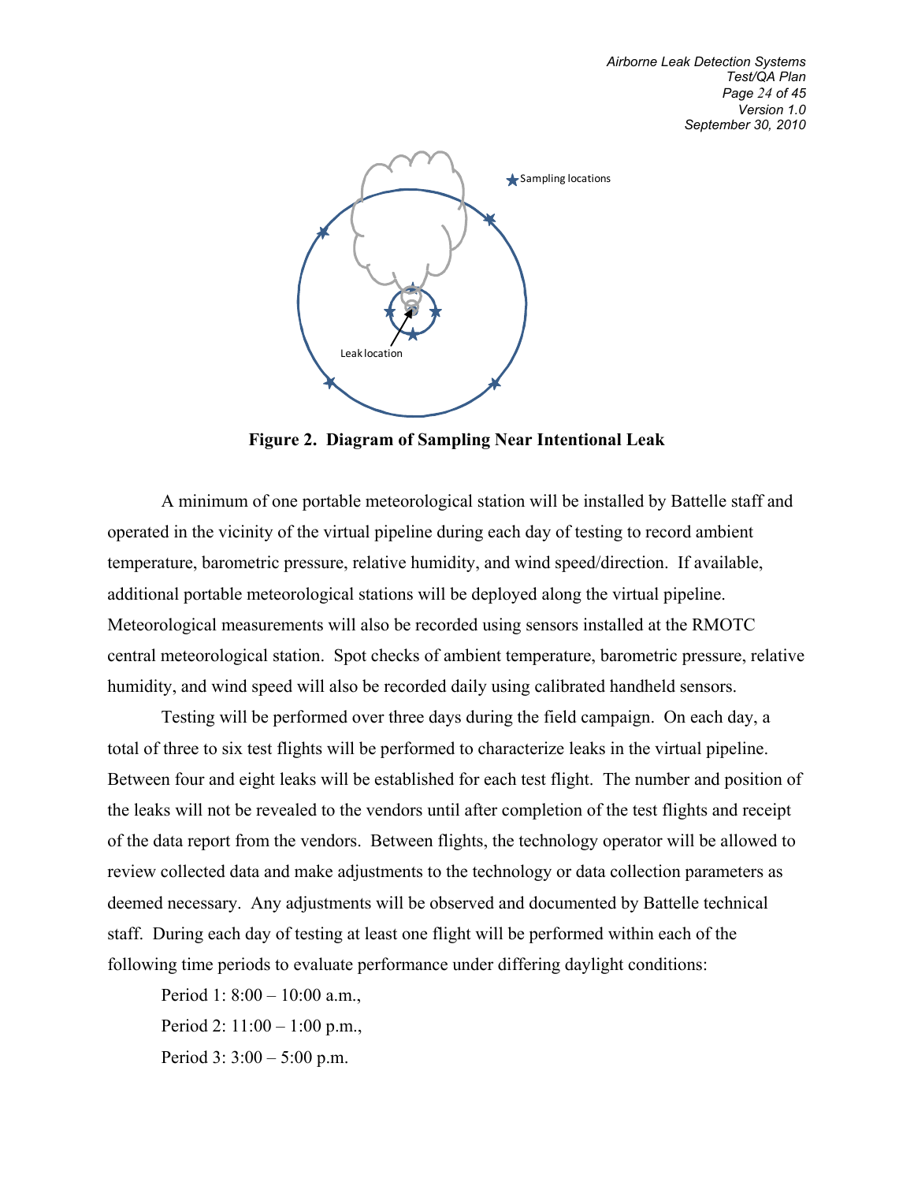Figure 2. Diagram of Sampling Near Intentional Leak

A minimum of one portable meteorological station will be installed by Battelle staff and operated in the vicinity of the virtual pipeline during each day of testing to record ambient temperature, barometric pressure, relative humidity, and wind speed/direction. If available, additional portable meteorological stations will be deployed along the virtual pipeline. Meteorological measurements will also be recorded using sensors installed at the RMOTC central meteorological station. Spot checks of ambient temperature, barometric pressure, relative humidity, and wind speed will also be recorded daily using calibrated handheld sensors.

Testing will be performed over three days during the field campaign. On each day, a total of three to six test flights will be performed to characterize leaks in the virtual pipeline. Between four and eight leaks will be established for each test flight. The number and position of the leaks will not be revealed to the vendors until after completion of the test flights and receipt of the data report from the vendors. Between flights, the technology operator will be allowed to review collected data and make adjustments to the technology or data collection parameters as deemed necessary. Any adjustments will be observed and documented by Battelle technical staff. During each day of testing at least one flight will be performed within each of the following time periods to evaluate performance under differing daylight conditions:

Period 1: 8:00 – 10:00 a.m.,

Period 2: 11:00 – 1:00 p.m.,

Period 3: 3:00 – 5:00 p.m.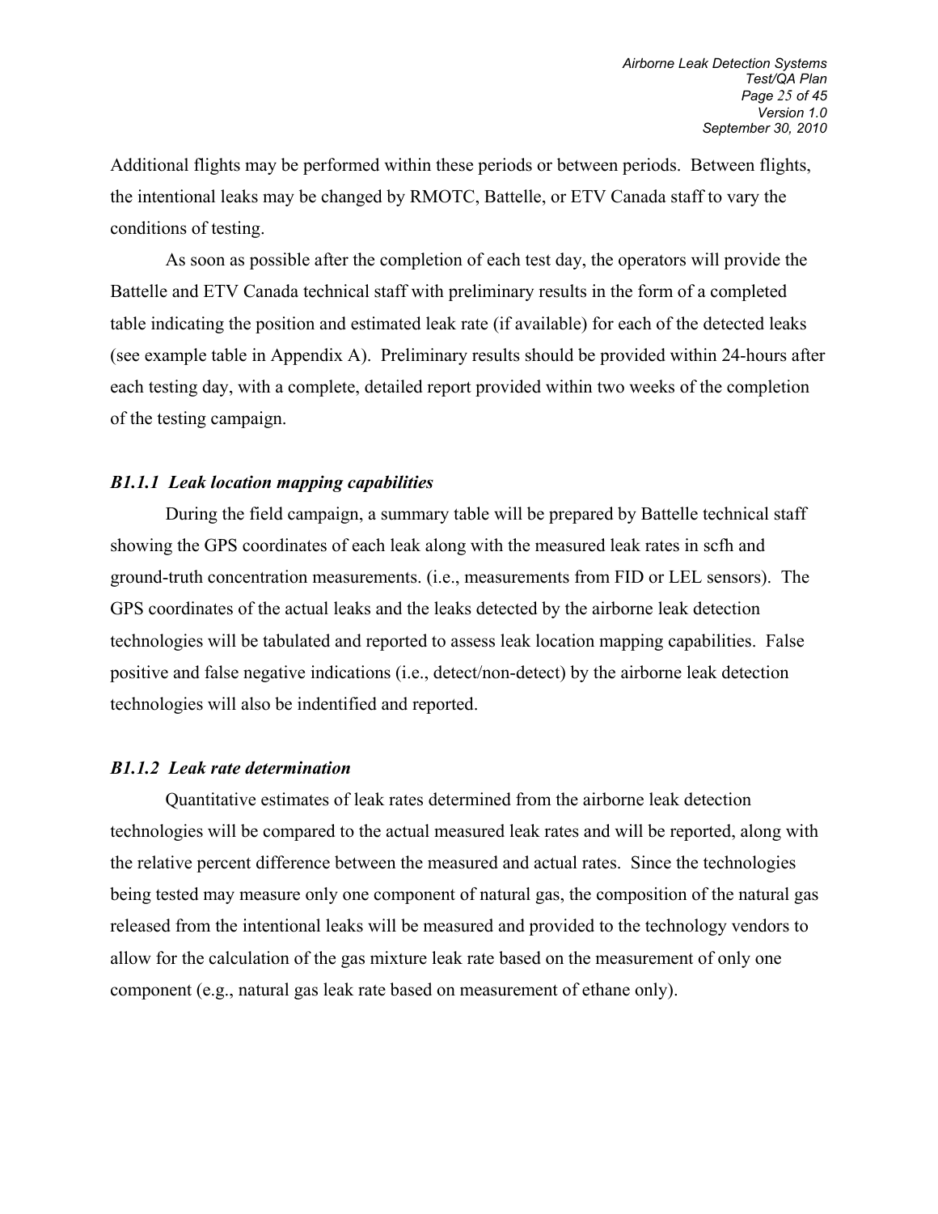Additional flights may be performed within these periods or between periods. Between flights, the intentional leaks may be changed by RMOTC, Battelle, or ETV Canada staff to vary the conditions of testing.

As soon as possible after the completion of each test day, the operators will provide the Battelle and ETV Canada technical staff with preliminary results in the form of a completed table indicating the position and estimated leak rate (if available) for each of the detected leaks (see example table in Appendix A). Preliminary results should be provided within 24-hours after each testing day, with a complete, detailed report provided within two weeks of the completion of the testing campaign.

### *B1.1.1 Leak location mapping capabilities*

During the field campaign, a summary table will be prepared by Battelle technical staff showing the GPS coordinates of each leak along with the measured leak rates in scfh and ground-truth concentration measurements. (i.e., measurements from FID or LEL sensors). The GPS coordinates of the actual leaks and the leaks detected by the airborne leak detection technologies will be tabulated and reported to assess leak location mapping capabilities. False positive and false negative indications (i.e., detect/non-detect) by the airborne leak detection technologies will also be indentified and reported.

### *B1.1.2 Leak rate determination*

Quantitative estimates of leak rates determined from the airborne leak detection technologies will be compared to the actual measured leak rates and will be reported, along with the relative percent difference between the measured and actual rates. Since the technologies being tested may measure only one component of natural gas, the composition of the natural gas released from the intentional leaks will be measured and provided to the technology vendors to allow for the calculation of the gas mixture leak rate based on the measurement of only one component (e.g., natural gas leak rate based on measurement of ethane only).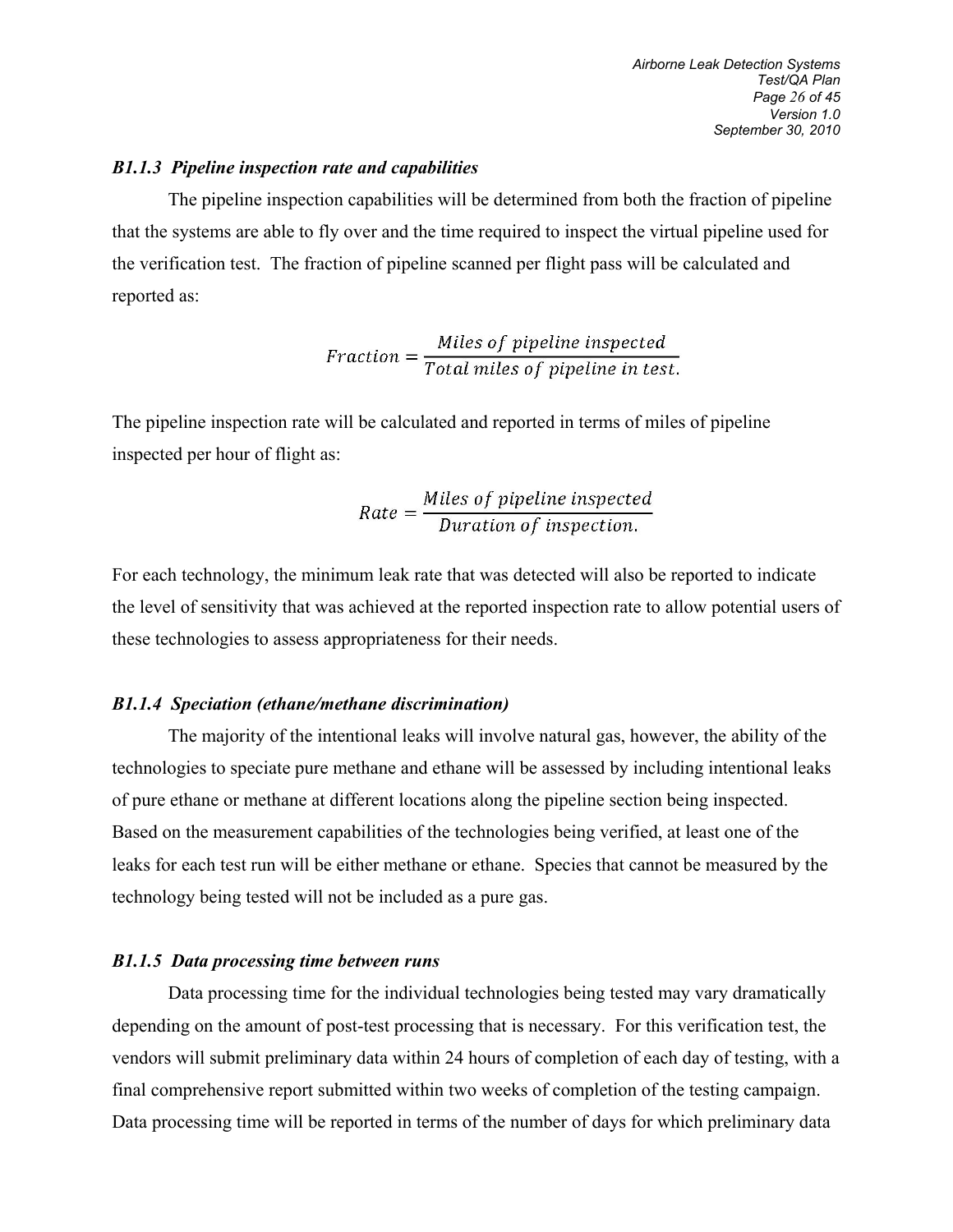### *B1.1.3 Pipeline inspection rate and capabilities*

The pipeline inspection capabilities will be determined from both the fraction of pipeline that the systems are able to fly over and the time required to inspect the virtual pipeline used for the verification test. The fraction of pipeline scanned per flight pass will be calculated and reported as:

$$Fraction = \frac{Miles\ of\ pipeline\ inspected}{Total\ miles\ of\ pipeline\ in\ test.}$$

The pipeline inspection rate will be calculated and reported in terms of miles of pipeline inspected per hour of flight as:

$$Rate = \frac{Miles\ of\ pipeline\ inspected}{Duration\ of\ inspection.}$$

For each technology, the minimum leak rate that was detected will also be reported to indicate the level of sensitivity that was achieved at the reported inspection rate to allow potential users of these technologies to assess appropriateness for their needs.

### *B1.1.4 Speciation (ethane/methane discrimination)*

The majority of the intentional leaks will involve natural gas, however, the ability of the technologies to speciate pure methane and ethane will be assessed by including intentional leaks of pure ethane or methane at different locations along the pipeline section being inspected. Based on the measurement capabilities of the technologies being verified, at least one of the leaks for each test run will be either methane or ethane. Species that cannot be measured by the technology being tested will not be included as a pure gas.

### *B1.1.5 Data processing time between runs*

Data processing time for the individual technologies being tested may vary dramatically depending on the amount of post-test processing that is necessary. For this verification test, the vendors will submit preliminary data within 24 hours of completion of each day of testing, with a final comprehensive report submitted within two weeks of completion of the testing campaign. Data processing time will be reported in terms of the number of days for which preliminary data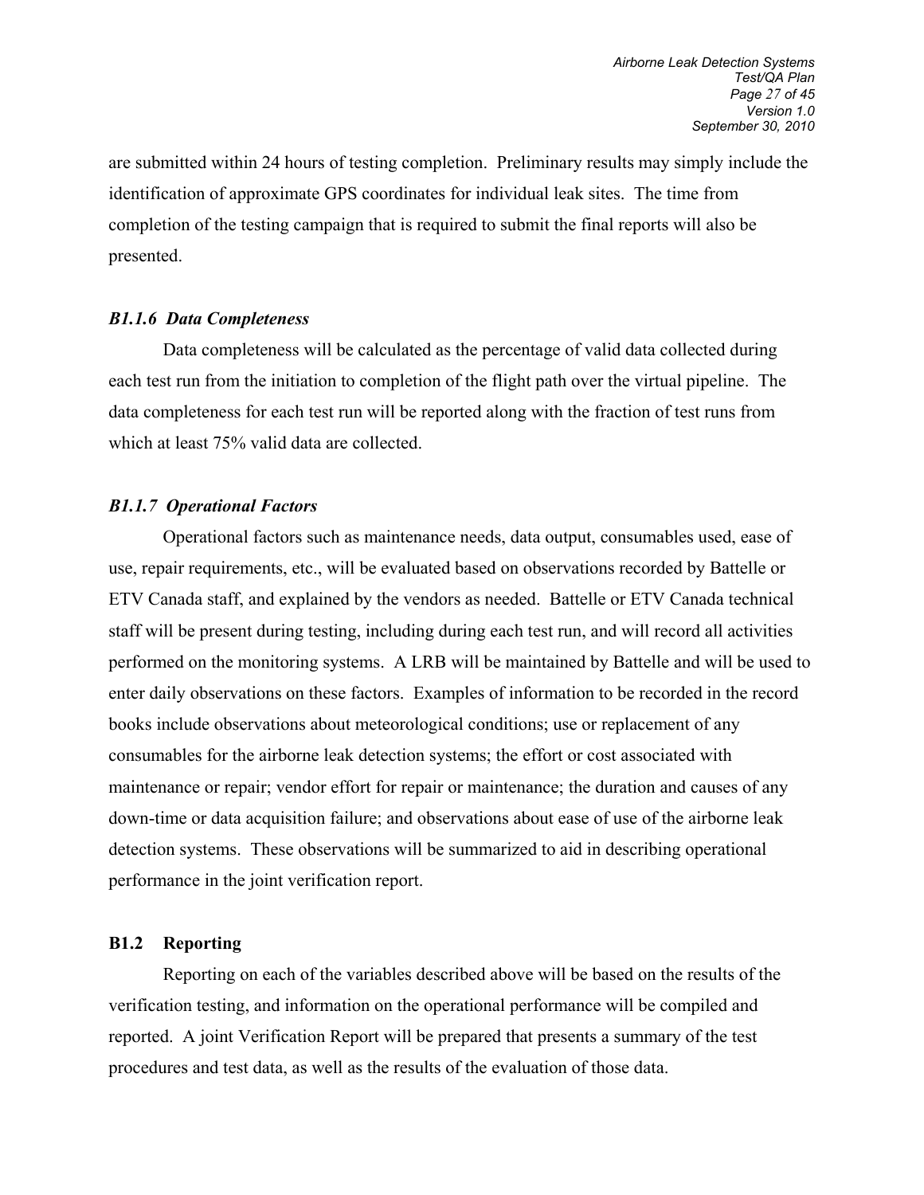are submitted within 24 hours of testing completion. Preliminary results may simply include the identification of approximate GPS coordinates for individual leak sites. The time from completion of the testing campaign that is required to submit the final reports will also be presented.

### *B1.1.6 Data Completeness*

Data completeness will be calculated as the percentage of valid data collected during each test run from the initiation to completion of the flight path over the virtual pipeline. The data completeness for each test run will be reported along with the fraction of test runs from which at least 75% valid data are collected.

### *B1.1.7 Operational Factors*

Operational factors such as maintenance needs, data output, consumables used, ease of use, repair requirements, etc., will be evaluated based on observations recorded by Battelle or ETV Canada staff, and explained by the vendors as needed. Battelle or ETV Canada technical staff will be present during testing, including during each test run, and will record all activities performed on the monitoring systems. A LRB will be maintained by Battelle and will be used to enter daily observations on these factors. Examples of information to be recorded in the record books include observations about meteorological conditions; use or replacement of any consumables for the airborne leak detection systems; the effort or cost associated with maintenance or repair; vendor effort for repair or maintenance; the duration and causes of any down-time or data acquisition failure; and observations about ease of use of the airborne leak detection systems. These observations will be summarized to aid in describing operational performance in the joint verification report.

## B1.2 Reporting

Reporting on each of the variables described above will be based on the results of the verification testing, and information on the operational performance will be compiled and reported. A joint Verification Report will be prepared that presents a summary of the test procedures and test data, as well as the results of the evaluation of those data.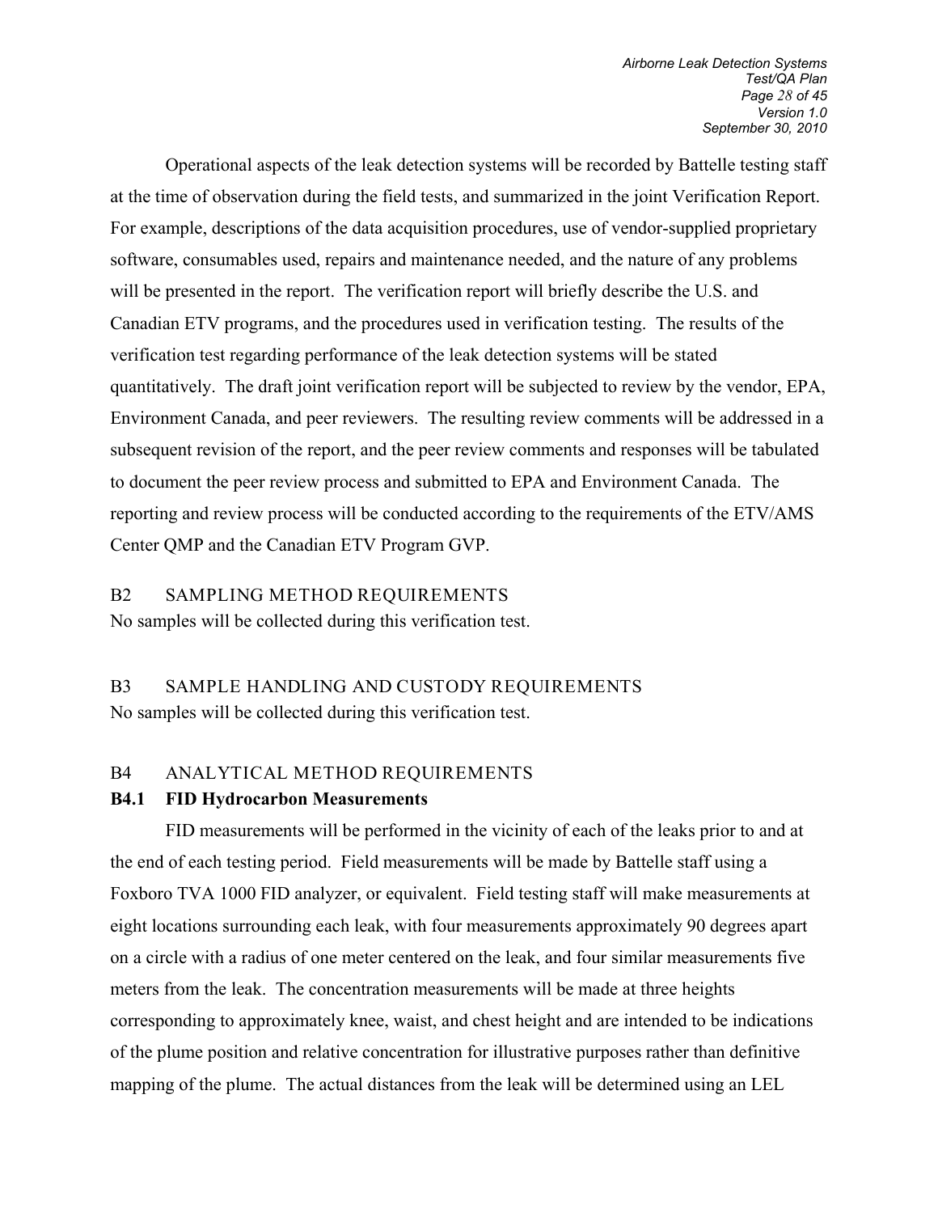Operational aspects of the leak detection systems will be recorded by Battelle testing staff at the time of observation during the field tests, and summarized in the joint Verification Report. For example, descriptions of the data acquisition procedures, use of vendor-supplied proprietary software, consumables used, repairs and maintenance needed, and the nature of any problems will be presented in the report. The verification report will briefly describe the U.S. and Canadian ETV programs, and the procedures used in verification testing. The results of the verification test regarding performance of the leak detection systems will be stated quantitatively. The draft joint verification report will be subjected to review by the vendor, EPA, Environment Canada, and peer reviewers. The resulting review comments will be addressed in a subsequent revision of the report, and the peer review comments and responses will be tabulated to document the peer review process and submitted to EPA and Environment Canada. The reporting and review process will be conducted according to the requirements of the ETV/AMS Center QMP and the Canadian ETV Program GVP.

## B2 SAMPLING METHOD REQUIREMENTS

No samples will be collected during this verification test.

## B3 SAMPLE HANDLING AND CUSTODY REQUIREMENTS

No samples will be collected during this verification test.

## B4 ANALYTICAL METHOD REQUIREMENTS

### B4.1 FID Hydrocarbon Measurements

FID measurements will be performed in the vicinity of each of the leaks prior to and at the end of each testing period. Field measurements will be made by Battelle staff using a Foxboro TVA 1000 FID analyzer, or equivalent. Field testing staff will make measurements at eight locations surrounding each leak, with four measurements approximately 90 degrees apart on a circle with a radius of one meter centered on the leak, and four similar measurements five meters from the leak. The concentration measurements will be made at three heights corresponding to approximately knee, waist, and chest height and are intended to be indications of the plume position and relative concentration for illustrative purposes rather than definitive mapping of the plume. The actual distances from the leak will be determined using an LEL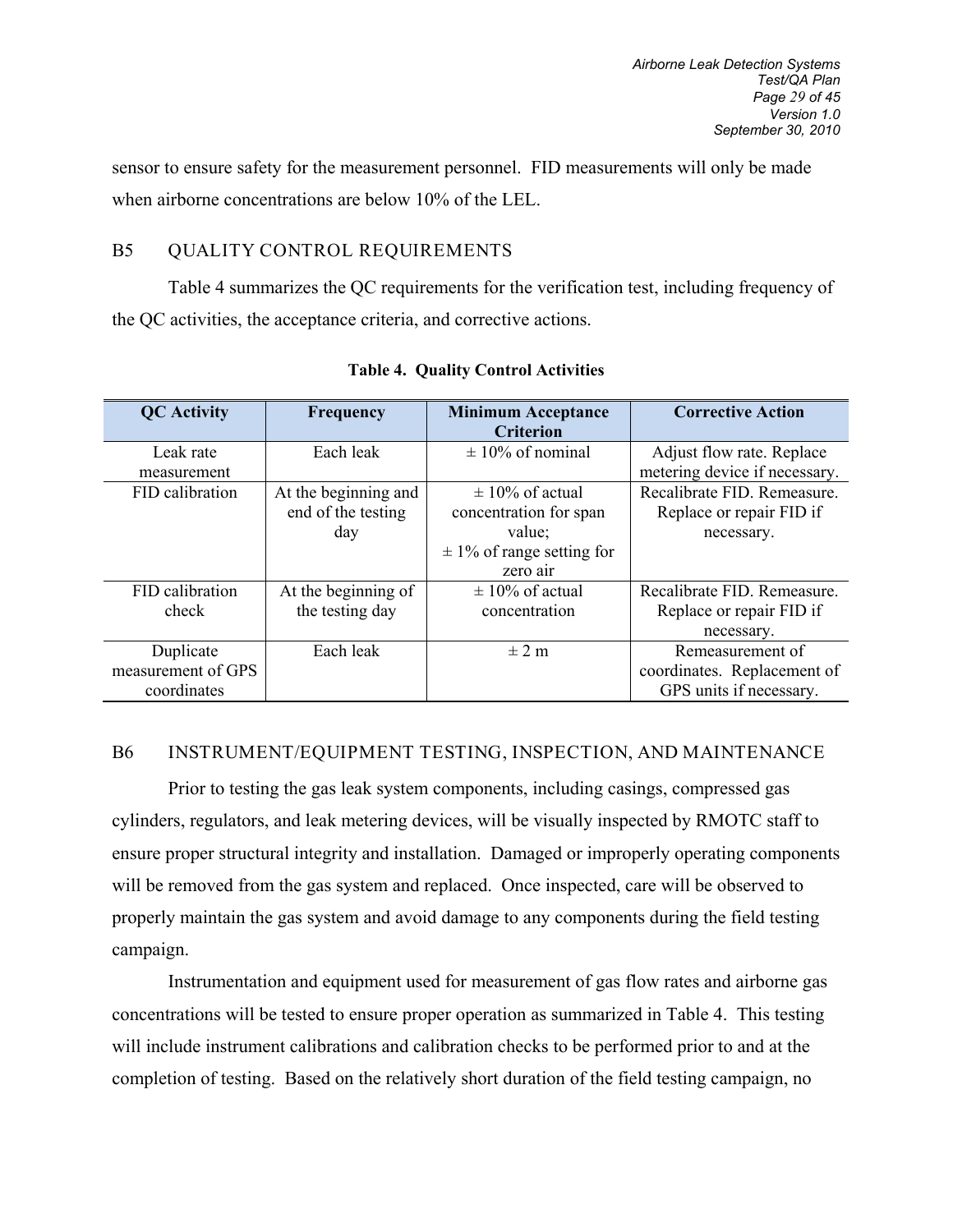sensor to ensure safety for the measurement personnel. FID measurements will only be made when airborne concentrations are below 10% of the LEL.

## B5 QUALITY CONTROL REQUIREMENTS

Table 4 summarizes the QC requirements for the verification test, including frequency of the QC activities, the acceptance criteria, and corrective actions.

**Table 4. Quality Control Activities**

| QC Activity | Frequency | Minimum Acceptance Criterion | Corrective Action |
|---|---|---|---|
| Leak rate measurement | Each leak | ± 10% of nominal | Adjust flow rate. Replace metering device if necessary. |
| FID calibration | At the beginning and end of the testing day | ± 10% of actual concentration for span value; ± 1% of range setting for zero air | Recalibrate FID. Remeasure. Replace or repair FID if necessary. |
| FID calibration check | At the beginning of the testing day | ± 10% of actual concentration | Recalibrate FID. Remeasure. Replace or repair FID if necessary. |
| Duplicate measurement of GPS coordinates | Each leak | ± 2 m | Remeasurement of coordinates. Replacement of GPS units if necessary. |

## B6 INSTRUMENT/EQUIPMENT TESTING, INSPECTION, AND MAINTENANCE

Prior to testing the gas leak system components, including casings, compressed gas cylinders, regulators, and leak metering devices, will be visually inspected by RMOTC staff to ensure proper structural integrity and installation. Damaged or improperly operating components will be removed from the gas system and replaced. Once inspected, care will be observed to properly maintain the gas system and avoid damage to any components during the field testing campaign.

Instrumentation and equipment used for measurement of gas flow rates and airborne gas concentrations will be tested to ensure proper operation as summarized in Table 4. This testing will include instrument calibrations and calibration checks to be performed prior to and at the completion of testing. Based on the relatively short duration of the field testing campaign, no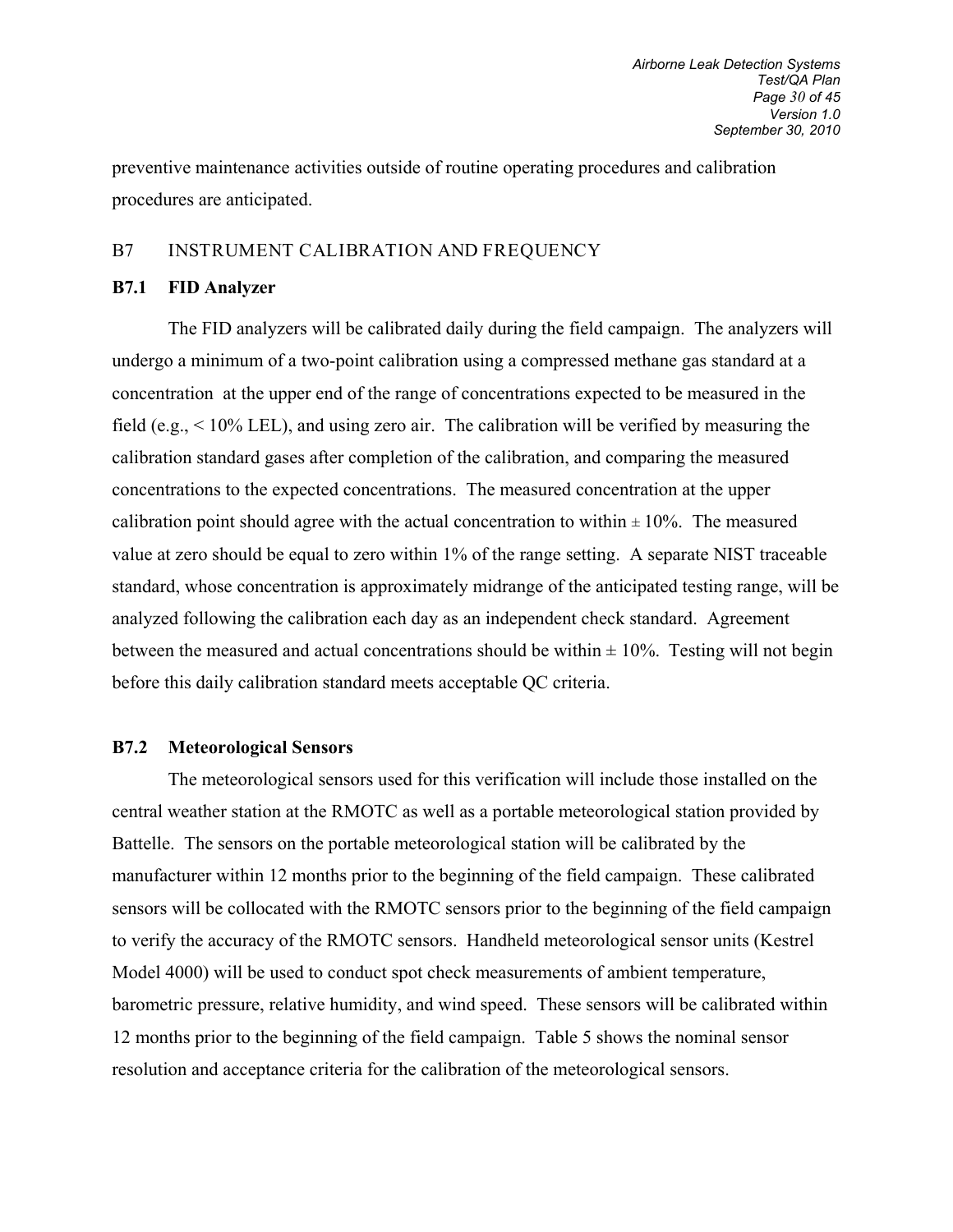preventive maintenance activities outside of routine operating procedures and calibration procedures are anticipated.

## B7 INSTRUMENT CALIBRATION AND FREQUENCY

### B7.1 FID Analyzer

The FID analyzers will be calibrated daily during the field campaign. The analyzers will undergo a minimum of a two-point calibration using a compressed methane gas standard at a concentration at the upper end of the range of concentrations expected to be measured in the field (e.g., < 10% LEL), and using zero air. The calibration will be verified by measuring the calibration standard gases after completion of the calibration, and comparing the measured concentrations to the expected concentrations. The measured concentration at the upper calibration point should agree with the actual concentration to within ± 10%. The measured value at zero should be equal to zero within 1% of the range setting. A separate NIST traceable standard, whose concentration is approximately midrange of the anticipated testing range, will be analyzed following the calibration each day as an independent check standard. Agreement between the measured and actual concentrations should be within ± 10%. Testing will not begin before this daily calibration standard meets acceptable QC criteria.

### B7.2 Meteorological Sensors

The meteorological sensors used for this verification will include those installed on the central weather station at the RMOTC as well as a portable meteorological station provided by Battelle. The sensors on the portable meteorological station will be calibrated by the manufacturer within 12 months prior to the beginning of the field campaign. These calibrated sensors will be collocated with the RMOTC sensors prior to the beginning of the field campaign to verify the accuracy of the RMOTC sensors. Handheld meteorological sensor units (Kestrel Model 4000) will be used to conduct spot check measurements of ambient temperature, barometric pressure, relative humidity, and wind speed. These sensors will be calibrated within 12 months prior to the beginning of the field campaign. Table 5 shows the nominal sensor resolution and acceptance criteria for the calibration of the meteorological sensors.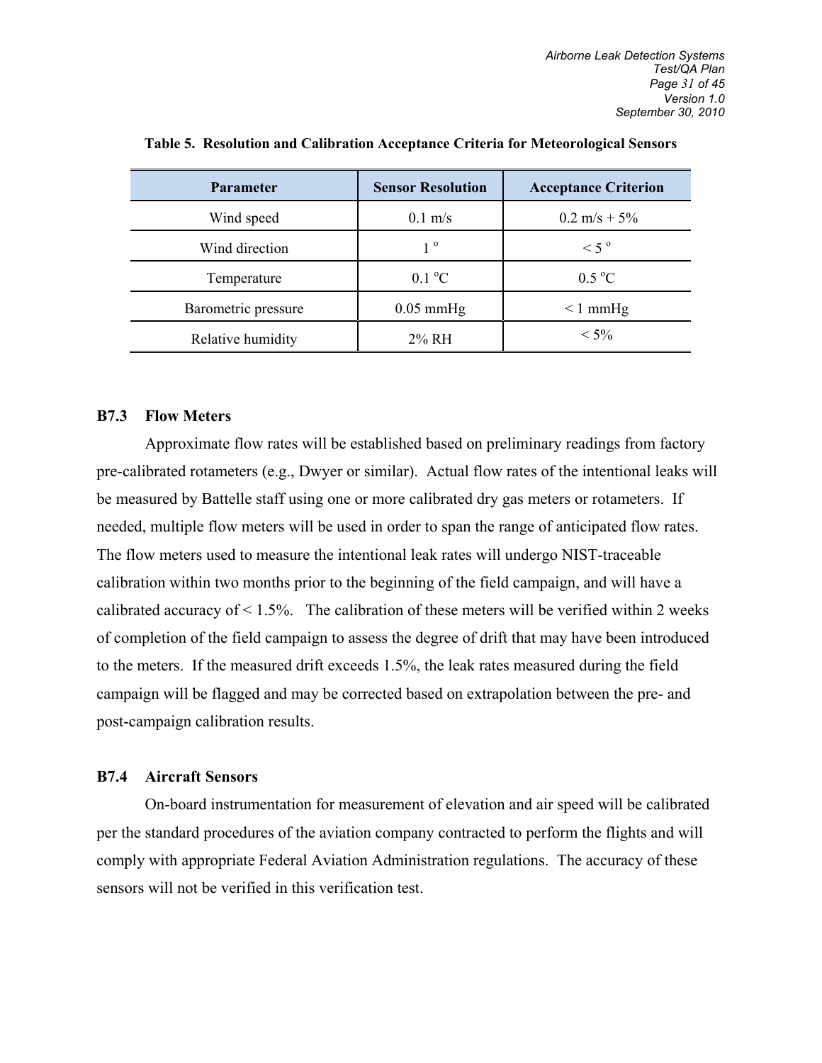**Table 5. Resolution and Calibration Acceptance Criteria for Meteorological Sensors**

| Parameter | Sensor Resolution | Acceptance Criterion |
|---|---|---|
| Wind speed | 0.1 m/s | 0.2 m/s + 5% |
| Wind direction | 1 º | < 5 º |
| Temperature | 0.1 ºC | 0.5 ºC |
| Barometric pressure | 0.05 mmHg | < 1 mmHg |
| Relative humidity | 2% RH | < 5% |

### B7.3 Flow Meters

Approximate flow rates will be established based on preliminary readings from factory pre-calibrated rotameters (e.g., Dwyer or similar). Actual flow rates of the intentional leaks will be measured by Battelle staff using one or more calibrated dry gas meters or rotameters. If needed, multiple flow meters will be used in order to span the range of anticipated flow rates. The flow meters used to measure the intentional leak rates will undergo NIST-traceable calibration within two months prior to the beginning of the field campaign, and will have a calibrated accuracy of < 1.5%. The calibration of these meters will be verified within 2 weeks of completion of the field campaign to assess the degree of drift that may have been introduced to the meters. If the measured drift exceeds 1.5%, the leak rates measured during the field campaign will be flagged and may be corrected based on extrapolation between the pre- and post-campaign calibration results.

### B7.4 Aircraft Sensors

On-board instrumentation for measurement of elevation and air speed will be calibrated per the standard procedures of the aviation company contracted to perform the flights and will comply with appropriate Federal Aviation Administration regulations. The accuracy of these sensors will not be verified in this verification test.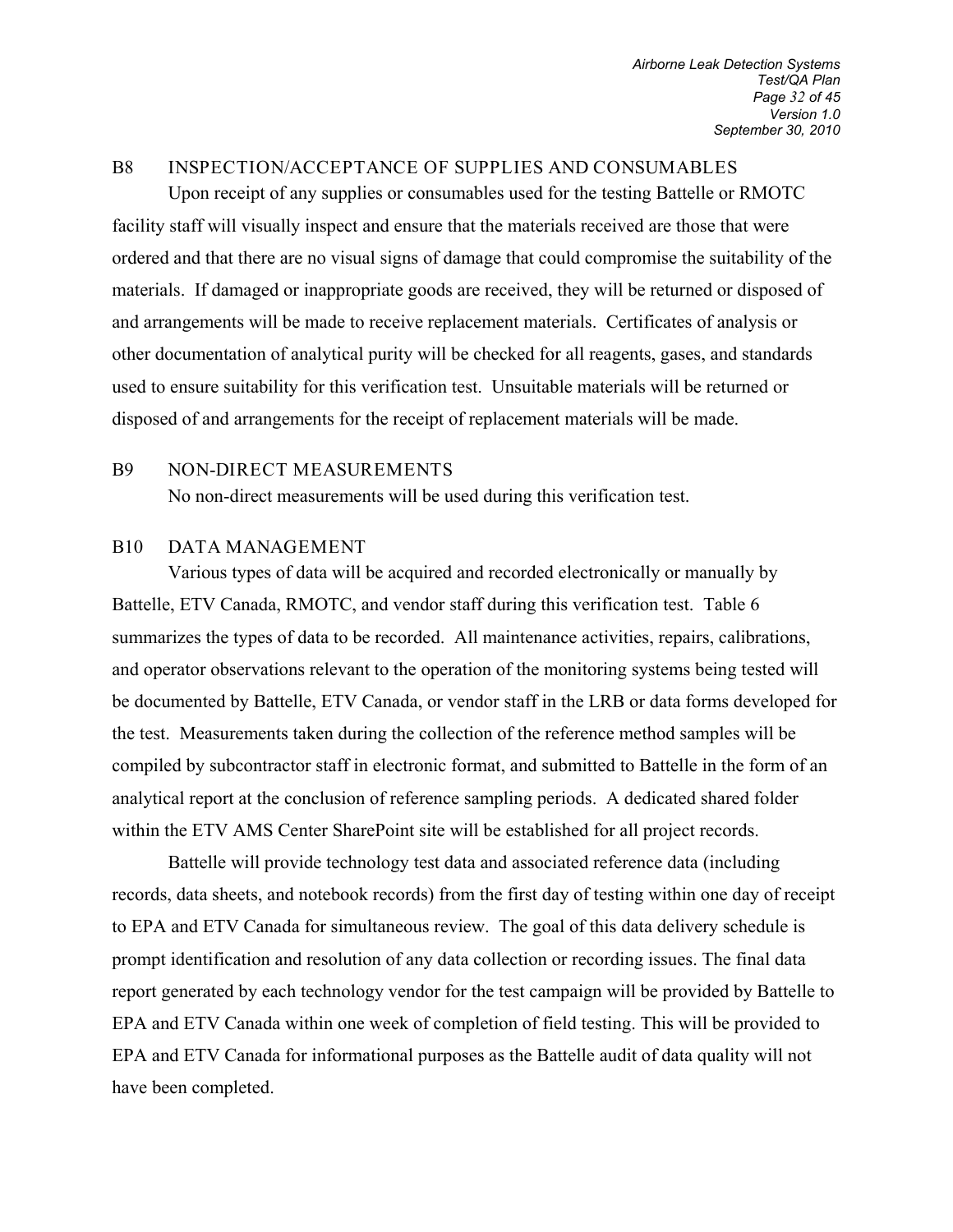## B8 INSPECTION/ACCEPTANCE OF SUPPLIES AND CONSUMABLES

Upon receipt of any supplies or consumables used for the testing Battelle or RMOTC facility staff will visually inspect and ensure that the materials received are those that were ordered and that there are no visual signs of damage that could compromise the suitability of the materials. If damaged or inappropriate goods are received, they will be returned or disposed of and arrangements will be made to receive replacement materials. Certificates of analysis or other documentation of analytical purity will be checked for all reagents, gases, and standards used to ensure suitability for this verification test. Unsuitable materials will be returned or disposed of and arrangements for the receipt of replacement materials will be made.

## B9 NON-DIRECT MEASUREMENTS

No non-direct measurements will be used during this verification test.

## B10 DATA MANAGEMENT

Various types of data will be acquired and recorded electronically or manually by Battelle, ETV Canada, RMOTC, and vendor staff during this verification test. Table 6 summarizes the types of data to be recorded. All maintenance activities, repairs, calibrations, and operator observations relevant to the operation of the monitoring systems being tested will be documented by Battelle, ETV Canada, or vendor staff in the LRB or data forms developed for the test. Measurements taken during the collection of the reference method samples will be compiled by subcontractor staff in electronic format, and submitted to Battelle in the form of an analytical report at the conclusion of reference sampling periods. A dedicated shared folder within the ETV AMS Center SharePoint site will be established for all project records.

Battelle will provide technology test data and associated reference data (including records, data sheets, and notebook records) from the first day of testing within one day of receipt to EPA and ETV Canada for simultaneous review. The goal of this data delivery schedule is prompt identification and resolution of any data collection or recording issues. The final data report generated by each technology vendor for the test campaign will be provided by Battelle to EPA and ETV Canada within one week of completion of field testing. This will be provided to EPA and ETV Canada for informational purposes as the Battelle audit of data quality will not have been completed.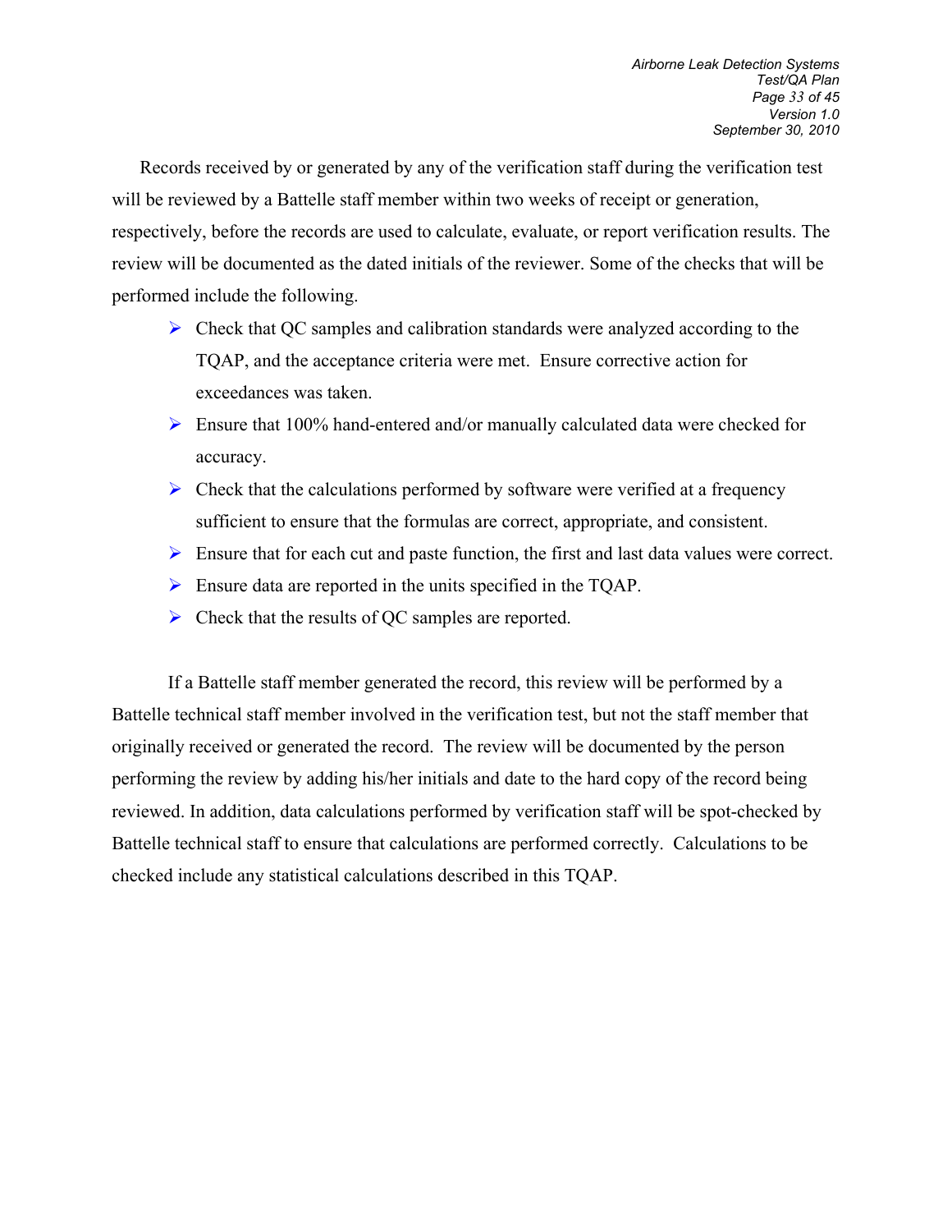Records received by or generated by any of the verification staff during the verification test will be reviewed by a Battelle staff member within two weeks of receipt or generation, respectively, before the records are used to calculate, evaluate, or report verification results. The review will be documented as the dated initials of the reviewer. Some of the checks that will be performed include the following.

- Check that QC samples and calibration standards were analyzed according to the TQAP, and the acceptance criteria were met. Ensure corrective action for exceedances was taken.
- Ensure that 100% hand-entered and/or manually calculated data were checked for accuracy.
- Check that the calculations performed by software were verified at a frequency sufficient to ensure that the formulas are correct, appropriate, and consistent.
- Ensure that for each cut and paste function, the first and last data values were correct.
- Ensure data are reported in the units specified in the TQAP.
- Check that the results of QC samples are reported.

If a Battelle staff member generated the record, this review will be performed by a Battelle technical staff member involved in the verification test, but not the staff member that originally received or generated the record. The review will be documented by the person performing the review by adding his/her initials and date to the hard copy of the record being reviewed. In addition, data calculations performed by verification staff will be spot-checked by Battelle technical staff to ensure that calculations are performed correctly. Calculations to be checked include any statistical calculations described in this TQAP.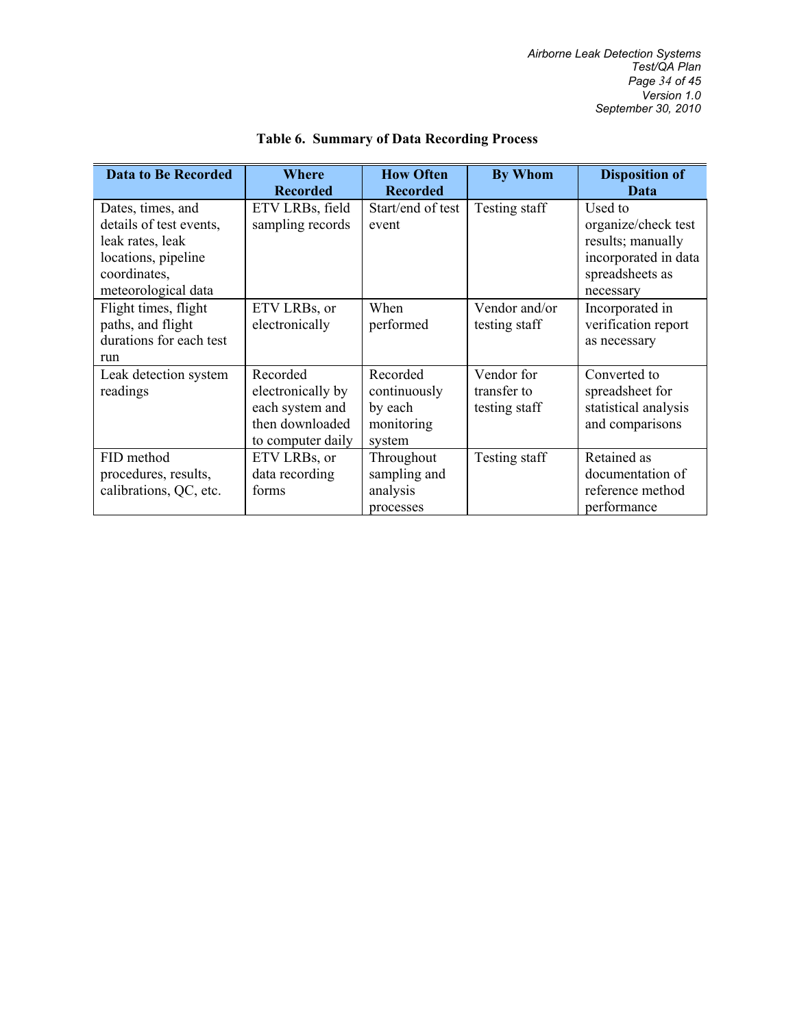**Table 6. Summary of Data Recording Process**

| Data to Be Recorded | Where Recorded | How Often Recorded | By Whom | Disposition of Data |
|---|---|---|---|---|
| Dates, times, and details of test events, leak rates, leak locations, pipeline coordinates, meteorological data | ETV LRBs, field sampling records | Start/end of test event | Testing staff | Used to organize/check test results; manually incorporated in data spreadsheets as necessary |
| Flight times, flight paths, and flight durations for each test run | ETV LRBs, or electronically | When performed | Vendor and/or testing staff | Incorporated in verification report as necessary |
| Leak detection system readings | Recorded electronically by each system and then downloaded to computer daily | Recorded continuously by each monitoring system | Vendor for transfer to testing staff | Converted to spreadsheet for statistical analysis and comparisons |
| FID method procedures, results, calibrations, QC, etc. | ETV LRBs, or data recording forms | Throughout sampling and analysis processes | Testing staff | Retained as documentation of reference method performance |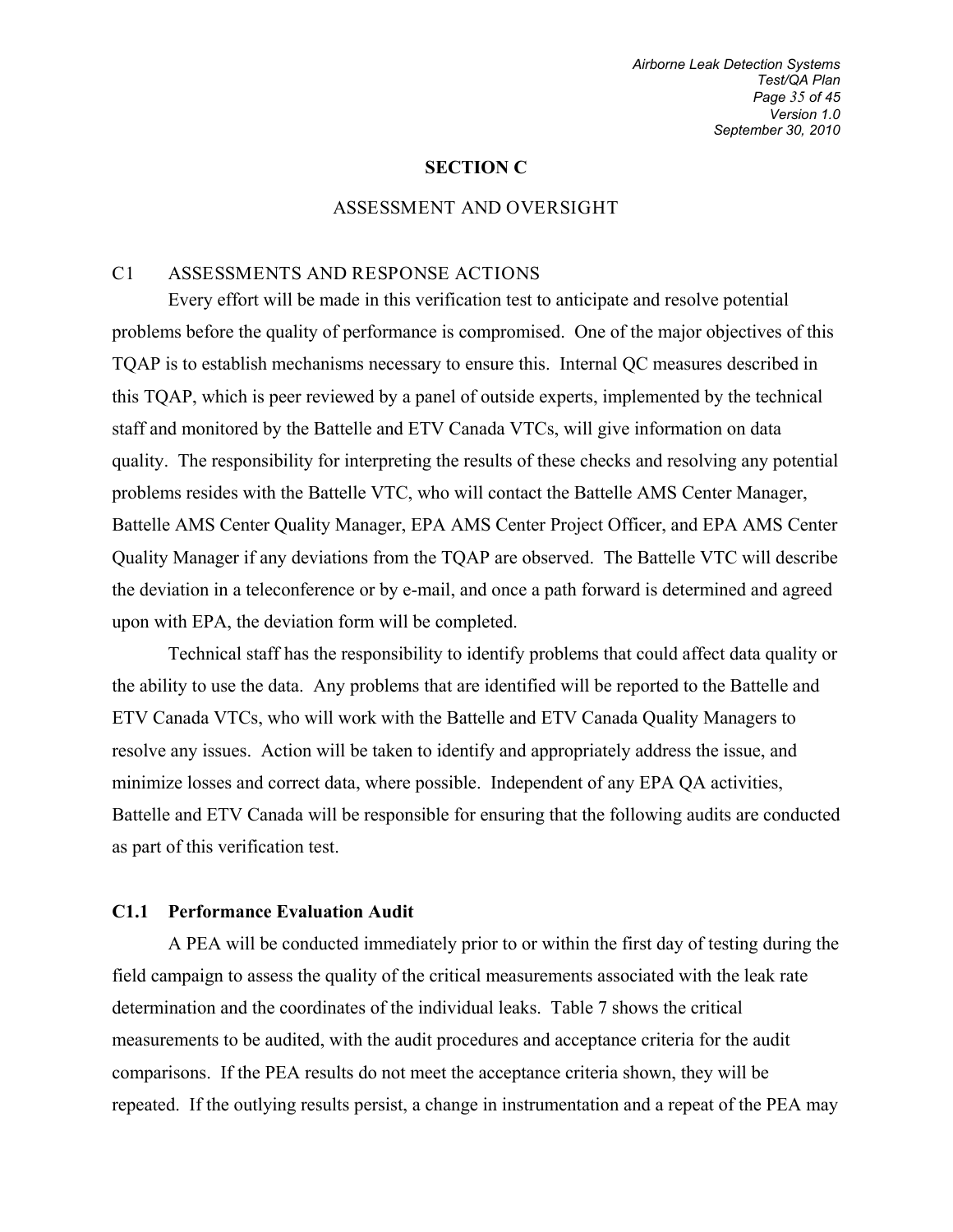# SECTION C

## ASSESSMENT AND OVERSIGHT

## C1 ASSESSMENTS AND RESPONSE ACTIONS

Every effort will be made in this verification test to anticipate and resolve potential problems before the quality of performance is compromised. One of the major objectives of this TQAP is to establish mechanisms necessary to ensure this. Internal QC measures described in this TQAP, which is peer reviewed by a panel of outside experts, implemented by the technical staff and monitored by the Battelle and ETV Canada VTCs, will give information on data quality. The responsibility for interpreting the results of these checks and resolving any potential problems resides with the Battelle VTC, who will contact the Battelle AMS Center Manager, Battelle AMS Center Quality Manager, EPA AMS Center Project Officer, and EPA AMS Center Quality Manager if any deviations from the TQAP are observed. The Battelle VTC will describe the deviation in a teleconference or by e-mail, and once a path forward is determined and agreed upon with EPA, the deviation form will be completed.

Technical staff has the responsibility to identify problems that could affect data quality or the ability to use the data. Any problems that are identified will be reported to the Battelle and ETV Canada VTCs, who will work with the Battelle and ETV Canada Quality Managers to resolve any issues. Action will be taken to identify and appropriately address the issue, and minimize losses and correct data, where possible. Independent of any EPA QA activities, Battelle and ETV Canada will be responsible for ensuring that the following audits are conducted as part of this verification test.

### C1.1 Performance Evaluation Audit

A PEA will be conducted immediately prior to or within the first day of testing during the field campaign to assess the quality of the critical measurements associated with the leak rate determination and the coordinates of the individual leaks. Table 7 shows the critical measurements to be audited, with the audit procedures and acceptance criteria for the audit comparisons. If the PEA results do not meet the acceptance criteria shown, they will be repeated. If the outlying results persist, a change in instrumentation and a repeat of the PEA may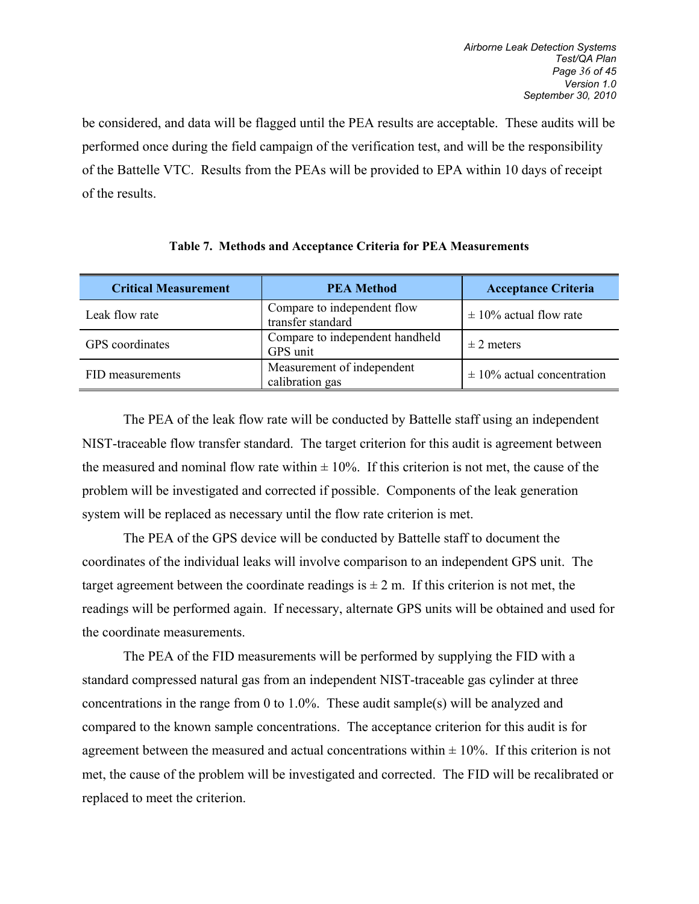be considered, and data will be flagged until the PEA results are acceptable. These audits will be performed once during the field campaign of the verification test, and will be the responsibility of the Battelle VTC. Results from the PEAs will be provided to EPA within 10 days of receipt of the results.

**Table 7. Methods and Acceptance Criteria for PEA Measurements**

| Critical Measurement | PEA Method | Acceptance Criteria |
|---|---|---|
| Leak flow rate | Compare to independent flow transfer standard | ± 10% actual flow rate |
| GPS coordinates | Compare to independent handheld GPS unit | ± 2 meters |
| FID measurements | Measurement of independent calibration gas | ± 10% actual concentration |

The PEA of the leak flow rate will be conducted by Battelle staff using an independent NIST-traceable flow transfer standard. The target criterion for this audit is agreement between the measured and nominal flow rate within ± 10%. If this criterion is not met, the cause of the problem will be investigated and corrected if possible. Components of the leak generation system will be replaced as necessary until the flow rate criterion is met.

The PEA of the GPS device will be conducted by Battelle staff to document the coordinates of the individual leaks will involve comparison to an independent GPS unit. The target agreement between the coordinate readings is ± 2 m. If this criterion is not met, the readings will be performed again. If necessary, alternate GPS units will be obtained and used for the coordinate measurements.

The PEA of the FID measurements will be performed by supplying the FID with a standard compressed natural gas from an independent NIST-traceable gas cylinder at three concentrations in the range from 0 to 1.0%. These audit sample(s) will be analyzed and compared to the known sample concentrations. The acceptance criterion for this audit is for agreement between the measured and actual concentrations within ± 10%. If this criterion is not met, the cause of the problem will be investigated and corrected. The FID will be recalibrated or replaced to meet the criterion.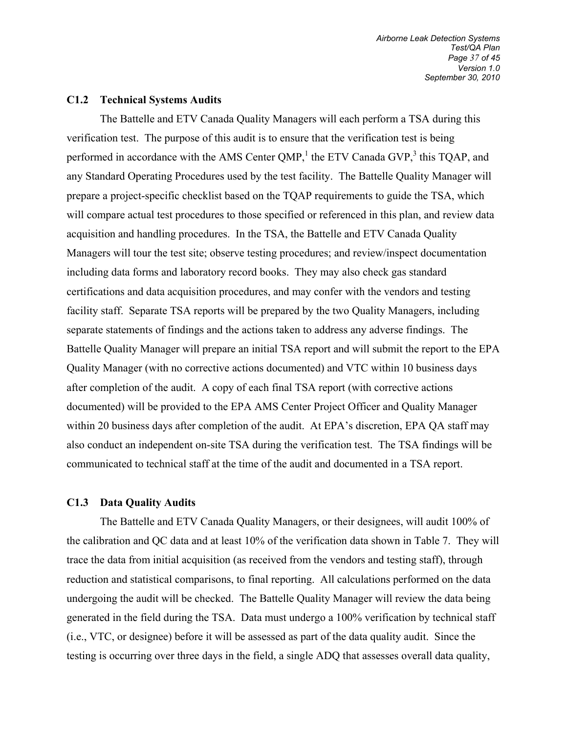### C1.2 Technical Systems Audits

The Battelle and ETV Canada Quality Managers will each perform a TSA during this verification test. The purpose of this audit is to ensure that the verification test is being performed in accordance with the AMS Center QMP,[1] the ETV Canada GVP,[3] this TQAP, and any Standard Operating Procedures used by the test facility. The Battelle Quality Manager will prepare a project-specific checklist based on the TQAP requirements to guide the TSA, which will compare actual test procedures to those specified or referenced in this plan, and review data acquisition and handling procedures. In the TSA, the Battelle and ETV Canada Quality Managers will tour the test site; observe testing procedures; and review/inspect documentation including data forms and laboratory record books. They may also check gas standard certifications and data acquisition procedures, and may confer with the vendors and testing facility staff. Separate TSA reports will be prepared by the two Quality Managers, including separate statements of findings and the actions taken to address any adverse findings. The Battelle Quality Manager will prepare an initial TSA report and will submit the report to the EPA Quality Manager (with no corrective actions documented) and VTC within 10 business days after completion of the audit. A copy of each final TSA report (with corrective actions documented) will be provided to the EPA AMS Center Project Officer and Quality Manager within 20 business days after completion of the audit. At EPA's discretion, EPA QA staff may also conduct an independent on-site TSA during the verification test. The TSA findings will be communicated to technical staff at the time of the audit and documented in a TSA report.

### C1.3 Data Quality Audits

The Battelle and ETV Canada Quality Managers, or their designees, will audit 100% of the calibration and QC data and at least 10% of the verification data shown in Table 7. They will trace the data from initial acquisition (as received from the vendors and testing staff), through reduction and statistical comparisons, to final reporting. All calculations performed on the data undergoing the audit will be checked. The Battelle Quality Manager will review the data being generated in the field during the TSA. Data must undergo a 100% verification by technical staff (i.e., VTC, or designee) before it will be assessed as part of the data quality audit. Since the testing is occurring over three days in the field, a single ADQ that assesses overall data quality,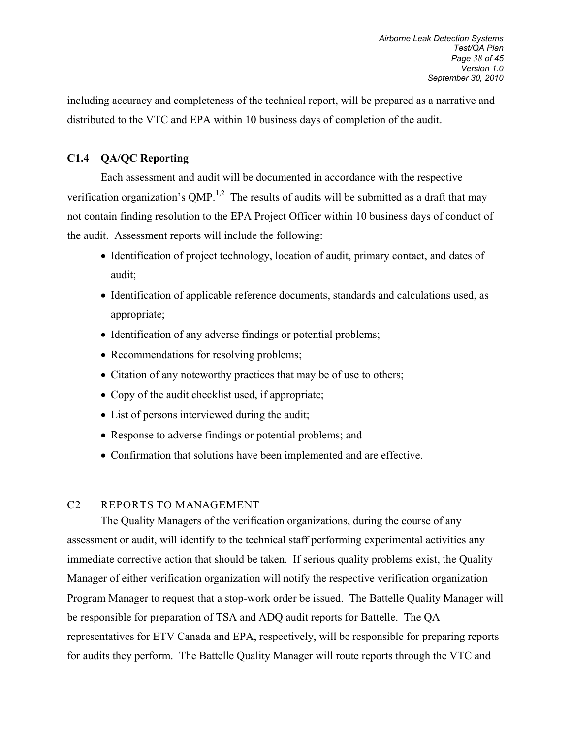including accuracy and completeness of the technical report, will be prepared as a narrative and distributed to the VTC and EPA within 10 business days of completion of the audit.

### C1.4 QA/QC Reporting

Each assessment and audit will be documented in accordance with the respective verification organization's QMP.[1,2] The results of audits will be submitted as a draft that may not contain finding resolution to the EPA Project Officer within 10 business days of conduct of the audit. Assessment reports will include the following:

- Identification of project technology, location of audit, primary contact, and dates of audit;
- Identification of applicable reference documents, standards and calculations used, as appropriate;
- Identification of any adverse findings or potential problems;
- Recommendations for resolving problems;
- Citation of any noteworthy practices that may be of use to others;
- Copy of the audit checklist used, if appropriate;
- List of persons interviewed during the audit;
- Response to adverse findings or potential problems; and
- Confirmation that solutions have been implemented and are effective.

## C2 REPORTS TO MANAGEMENT

The Quality Managers of the verification organizations, during the course of any assessment or audit, will identify to the technical staff performing experimental activities any immediate corrective action that should be taken. If serious quality problems exist, the Quality Manager of either verification organization will notify the respective verification organization Program Manager to request that a stop-work order be issued. The Battelle Quality Manager will be responsible for preparation of TSA and ADQ audit reports for Battelle. The QA representatives for ETV Canada and EPA, respectively, will be responsible for preparing reports for audits they perform. The Battelle Quality Manager will route reports through the VTC and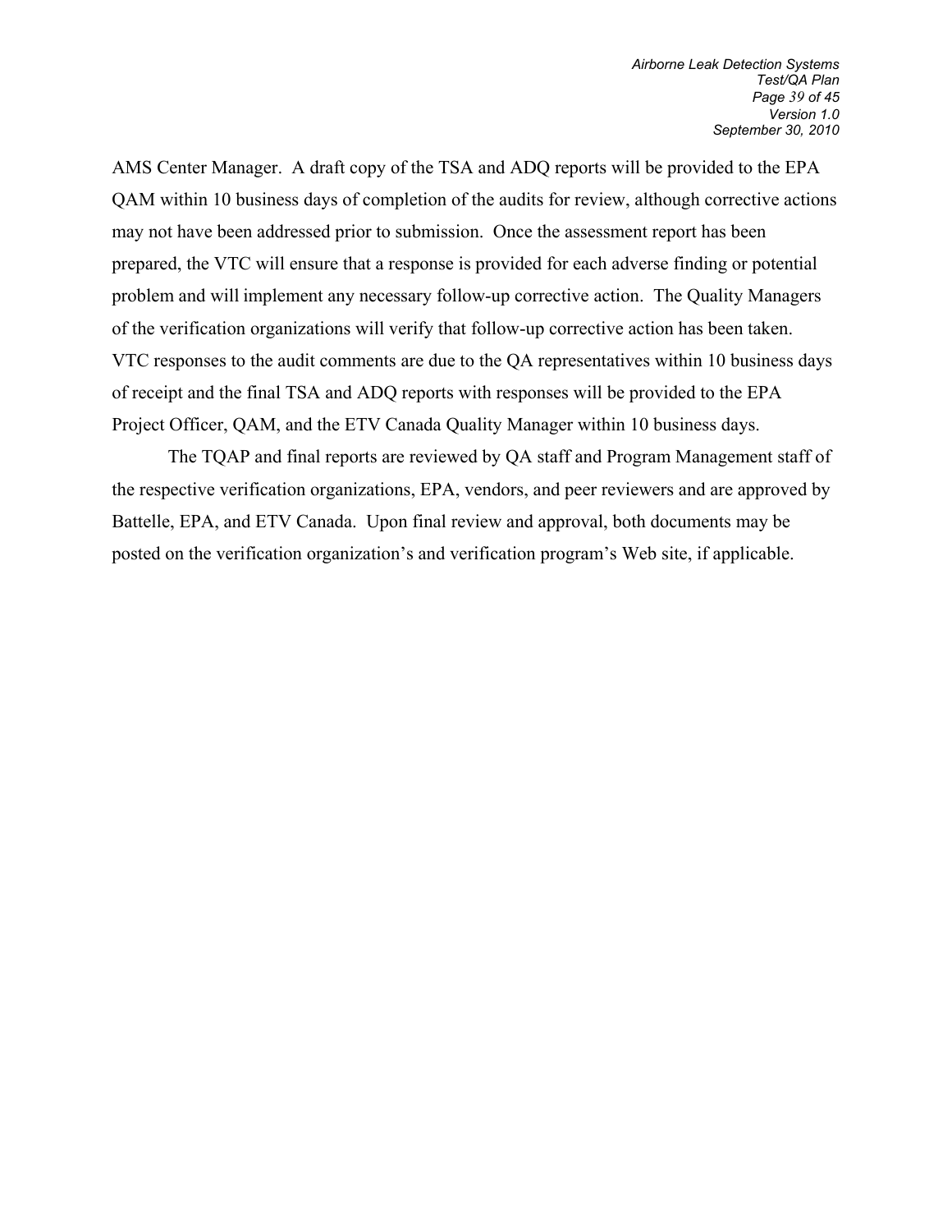AMS Center Manager. A draft copy of the TSA and ADQ reports will be provided to the EPA QAM within 10 business days of completion of the audits for review, although corrective actions may not have been addressed prior to submission. Once the assessment report has been prepared, the VTC will ensure that a response is provided for each adverse finding or potential problem and will implement any necessary follow-up corrective action. The Quality Managers of the verification organizations will verify that follow-up corrective action has been taken. VTC responses to the audit comments are due to the QA representatives within 10 business days of receipt and the final TSA and ADQ reports with responses will be provided to the EPA Project Officer, QAM, and the ETV Canada Quality Manager within 10 business days.

The TQAP and final reports are reviewed by QA staff and Program Management staff of the respective verification organizations, EPA, vendors, and peer reviewers and are approved by Battelle, EPA, and ETV Canada. Upon final review and approval, both documents may be posted on the verification organization's and verification program's Web site, if applicable.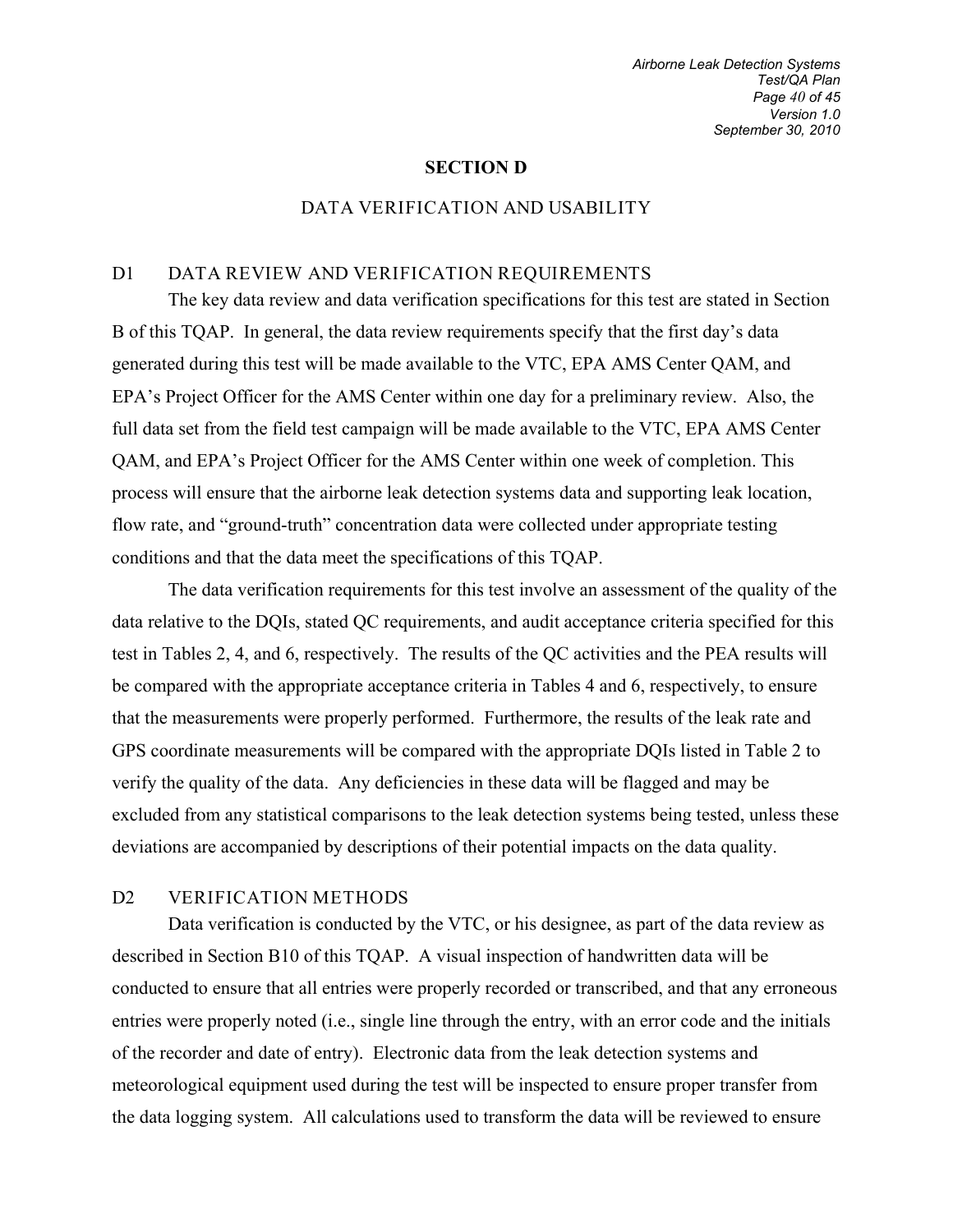# SECTION D

## DATA VERIFICATION AND USABILITY

### D1 DATA REVIEW AND VERIFICATION REQUIREMENTS

The key data review and data verification specifications for this test are stated in Section B of this TQAP. In general, the data review requirements specify that the first day's data generated during this test will be made available to the VTC, EPA AMS Center QAM, and EPA's Project Officer for the AMS Center within one day for a preliminary review. Also, the full data set from the field test campaign will be made available to the VTC, EPA AMS Center QAM, and EPA's Project Officer for the AMS Center within one week of completion. This process will ensure that the airborne leak detection systems data and supporting leak location, flow rate, and "ground-truth" concentration data were collected under appropriate testing conditions and that the data meet the specifications of this TQAP.

The data verification requirements for this test involve an assessment of the quality of the data relative to the DQIs, stated QC requirements, and audit acceptance criteria specified for this test in Tables 2, 4, and 6, respectively. The results of the QC activities and the PEA results will be compared with the appropriate acceptance criteria in Tables 4 and 6, respectively, to ensure that the measurements were properly performed. Furthermore, the results of the leak rate and GPS coordinate measurements will be compared with the appropriate DQIs listed in Table 2 to verify the quality of the data. Any deficiencies in these data will be flagged and may be excluded from any statistical comparisons to the leak detection systems being tested, unless these deviations are accompanied by descriptions of their potential impacts on the data quality.

### D2 VERIFICATION METHODS

Data verification is conducted by the VTC, or his designee, as part of the data review as described in Section B10 of this TQAP. A visual inspection of handwritten data will be conducted to ensure that all entries were properly recorded or transcribed, and that any erroneous entries were properly noted (i.e., single line through the entry, with an error code and the initials of the recorder and date of entry). Electronic data from the leak detection systems and meteorological equipment used during the test will be inspected to ensure proper transfer from the data logging system. All calculations used to transform the data will be reviewed to ensure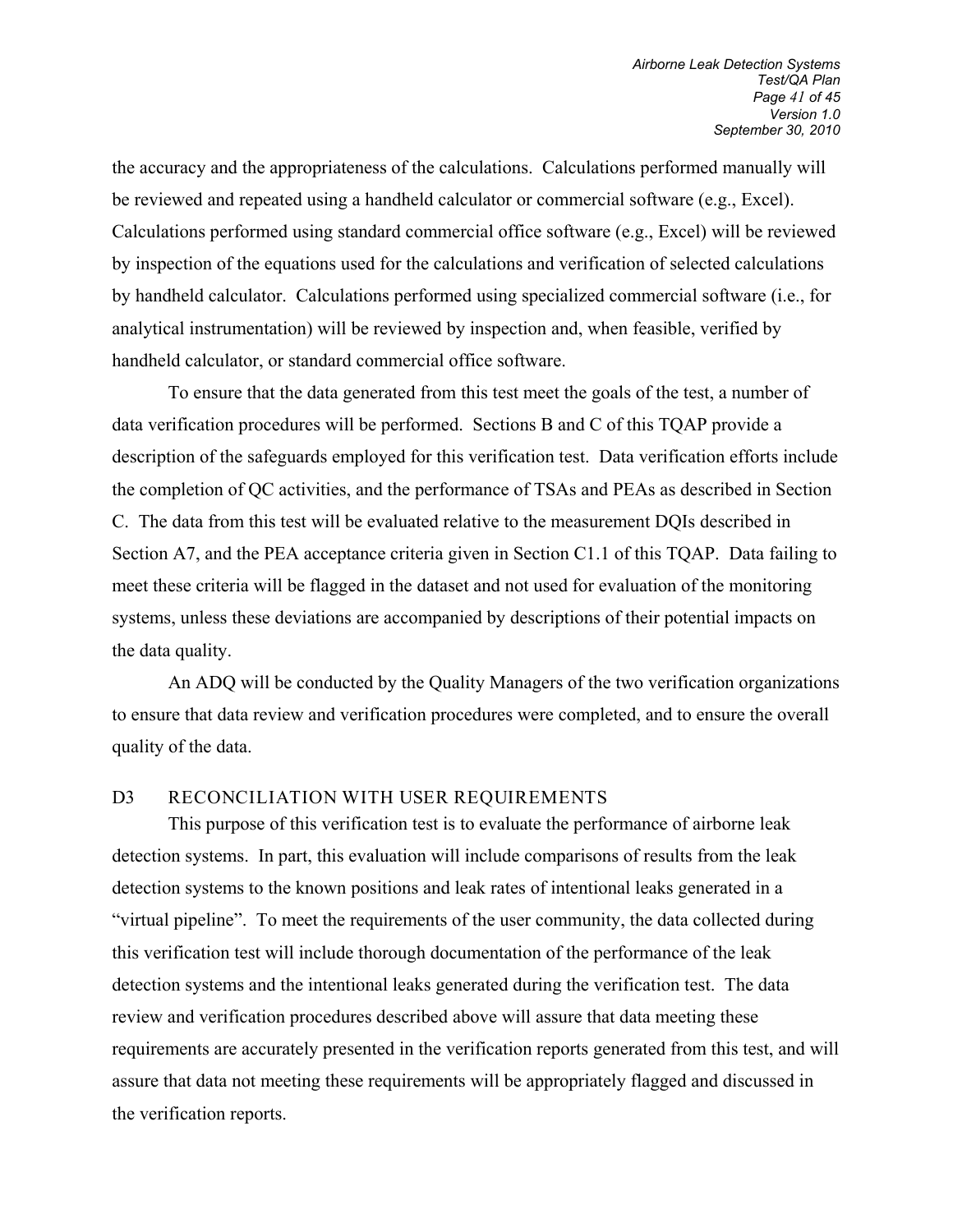the accuracy and the appropriateness of the calculations. Calculations performed manually will be reviewed and repeated using a handheld calculator or commercial software (e.g., Excel). Calculations performed using standard commercial office software (e.g., Excel) will be reviewed by inspection of the equations used for the calculations and verification of selected calculations by handheld calculator. Calculations performed using specialized commercial software (i.e., for analytical instrumentation) will be reviewed by inspection and, when feasible, verified by handheld calculator, or standard commercial office software.

To ensure that the data generated from this test meet the goals of the test, a number of data verification procedures will be performed. Sections B and C of this TQAP provide a description of the safeguards employed for this verification test. Data verification efforts include the completion of QC activities, and the performance of TSAs and PEAs as described in Section C. The data from this test will be evaluated relative to the measurement DQIs described in Section A7, and the PEA acceptance criteria given in Section C1.1 of this TQAP. Data failing to meet these criteria will be flagged in the dataset and not used for evaluation of the monitoring systems, unless these deviations are accompanied by descriptions of their potential impacts on the data quality.

An ADQ will be conducted by the Quality Managers of the two verification organizations to ensure that data review and verification procedures were completed, and to ensure the overall quality of the data.

## D3 RECONCILIATION WITH USER REQUIREMENTS

This purpose of this verification test is to evaluate the performance of airborne leak detection systems. In part, this evaluation will include comparisons of results from the leak detection systems to the known positions and leak rates of intentional leaks generated in a "virtual pipeline". To meet the requirements of the user community, the data collected during this verification test will include thorough documentation of the performance of the leak detection systems and the intentional leaks generated during the verification test. The data review and verification procedures described above will assure that data meeting these requirements are accurately presented in the verification reports generated from this test, and will assure that data not meeting these requirements will be appropriately flagged and discussed in the verification reports.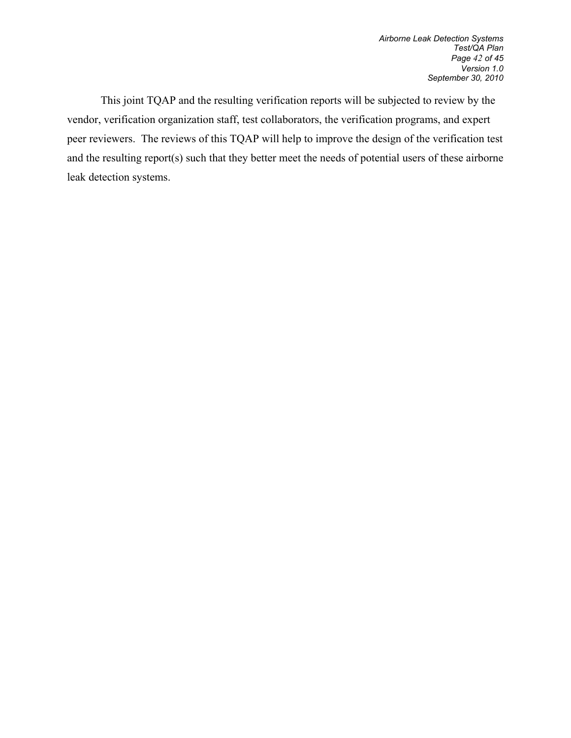This joint TQAP and the resulting verification reports will be subjected to review by the vendor, verification organization staff, test collaborators, the verification programs, and expert peer reviewers. The reviews of this TQAP will help to improve the design of the verification test and the resulting report(s) such that they better meet the needs of potential users of these airborne leak detection systems.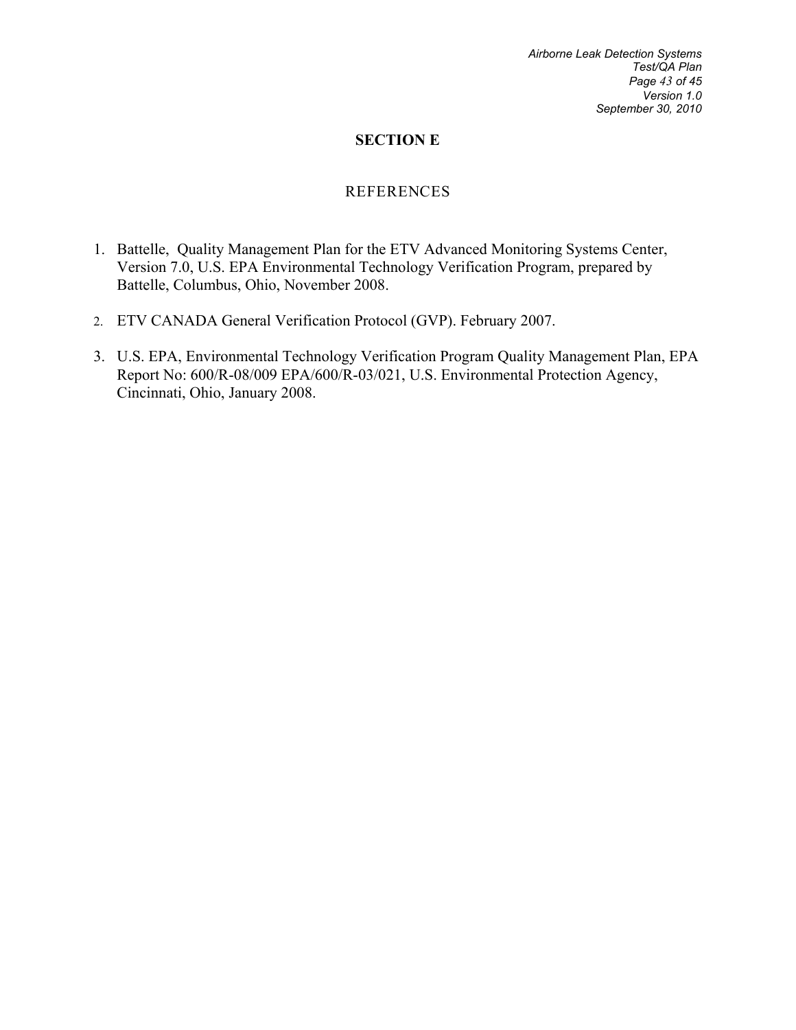# SECTION E

## REFERENCES

1. Battelle, Quality Management Plan for the ETV Advanced Monitoring Systems Center, Version 7.0, U.S. EPA Environmental Technology Verification Program, prepared by Battelle, Columbus, Ohio, November 2008.

2. ETV CANADA General Verification Protocol (GVP). February 2007.

3. U.S. EPA, Environmental Technology Verification Program Quality Management Plan, EPA Report No: 600/R-08/009 EPA/600/R-03/021, U.S. Environmental Protection Agency, Cincinnati, Ohio, January 2008.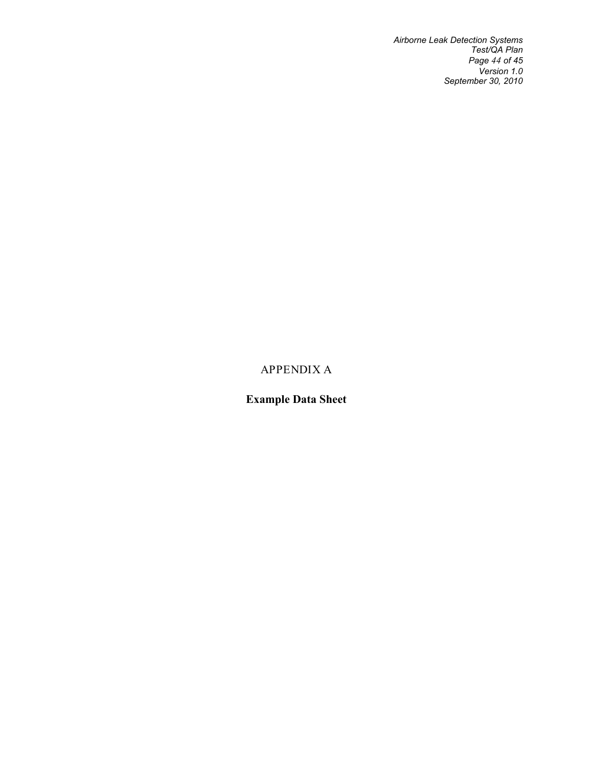# APPENDIX A

## Example Data Sheet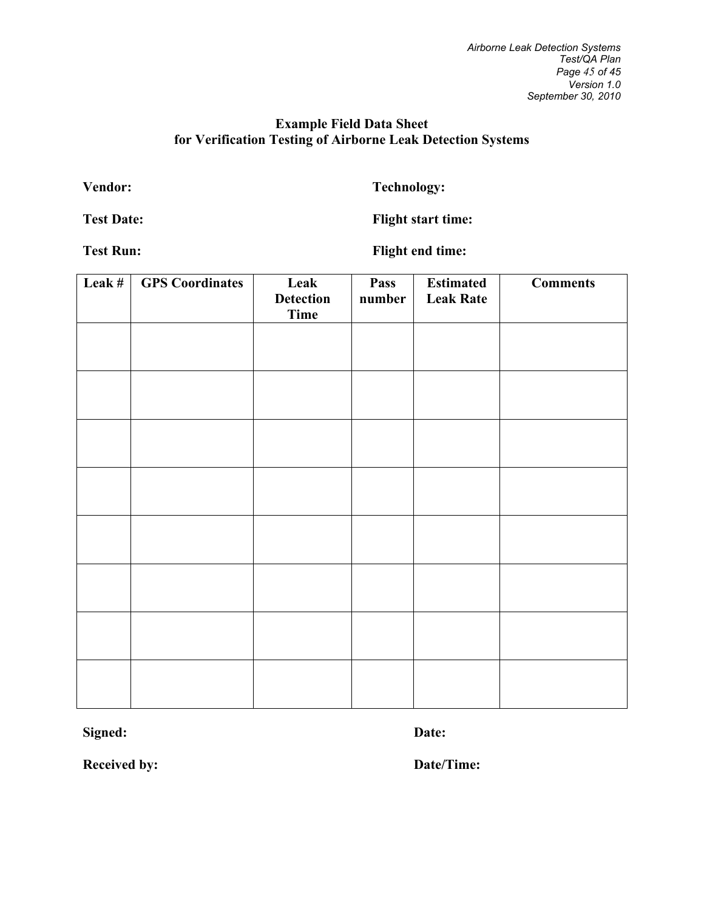## Example Field Data Sheet
## for Verification Testing of Airborne Leak Detection Systems

**Vendor:** **Technology:**

**Test Date:** **Flight start time:**

**Test Run:** **Flight end time:**

| Leak # | GPS Coordinates | Leak Detection Time | Pass number | Estimated Leak Rate | Comments |
|---|---|---|---|---|---|
| | | | | | |
| | | | | | |
| | | | | | |
| | | | | | |
| | | | | | |
| | | | | | |
| | | | | | |
| | | | | | |

**Signed:** **Date:**

**Received by:** **Date/Time:**